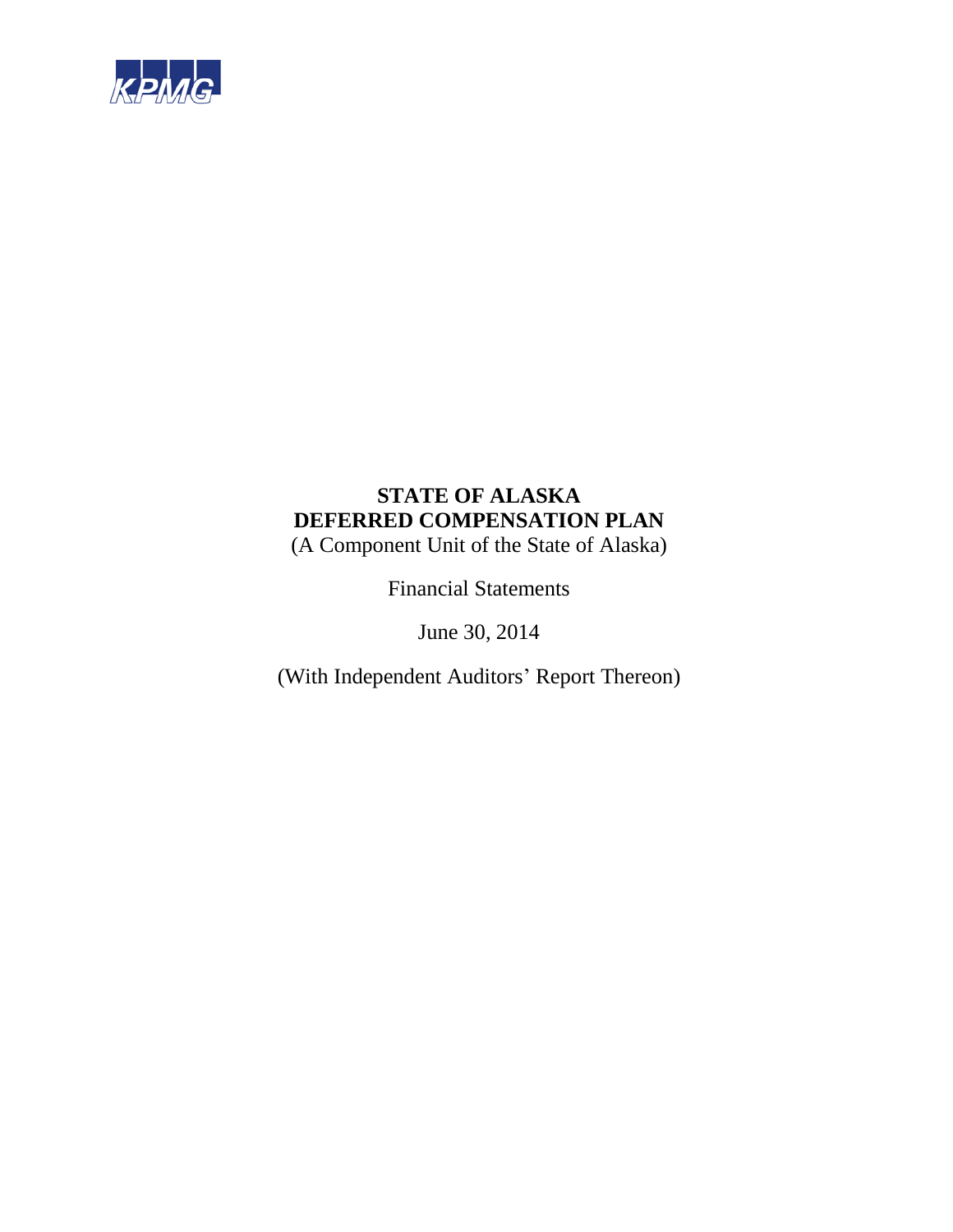KPMG

# STATE OF ALASKA
# DEFERRED COMPENSATION PLAN

(A Component Unit of the State of Alaska)

Financial Statements

June 30, 2014

(With Independent Auditors' Report Thereon)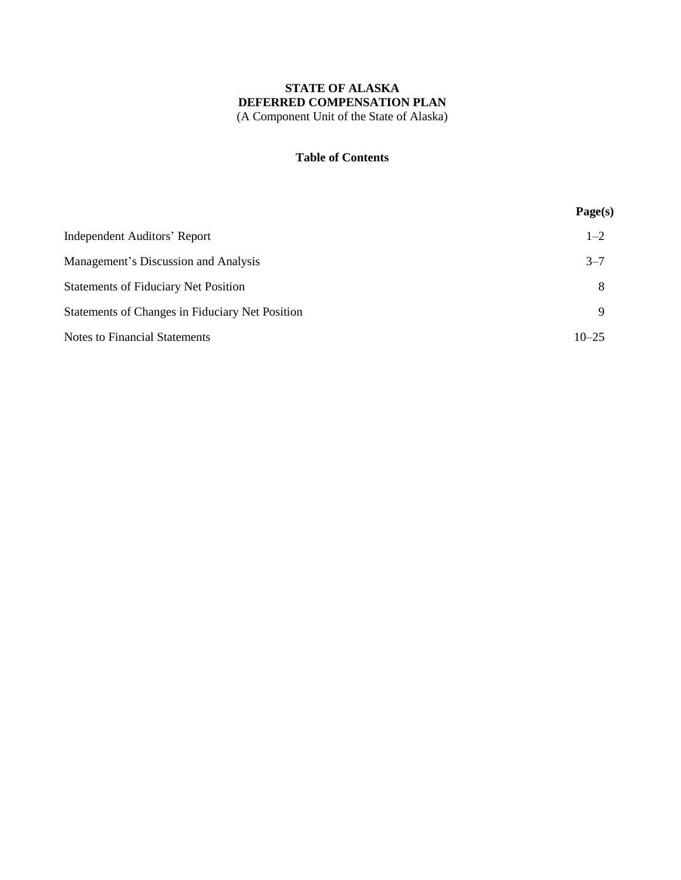**STATE OF ALASKA**
**DEFERRED COMPENSATION PLAN**
(A Component Unit of the State of Alaska)

**Table of Contents**

| | Page(s) |
|---|---|
| Independent Auditors' Report | 1–2 |
| Management's Discussion and Analysis | 3–7 |
| Statements of Fiduciary Net Position | 8 |
| Statements of Changes in Fiduciary Net Position | 9 |
| Notes to Financial Statements | 10–25 |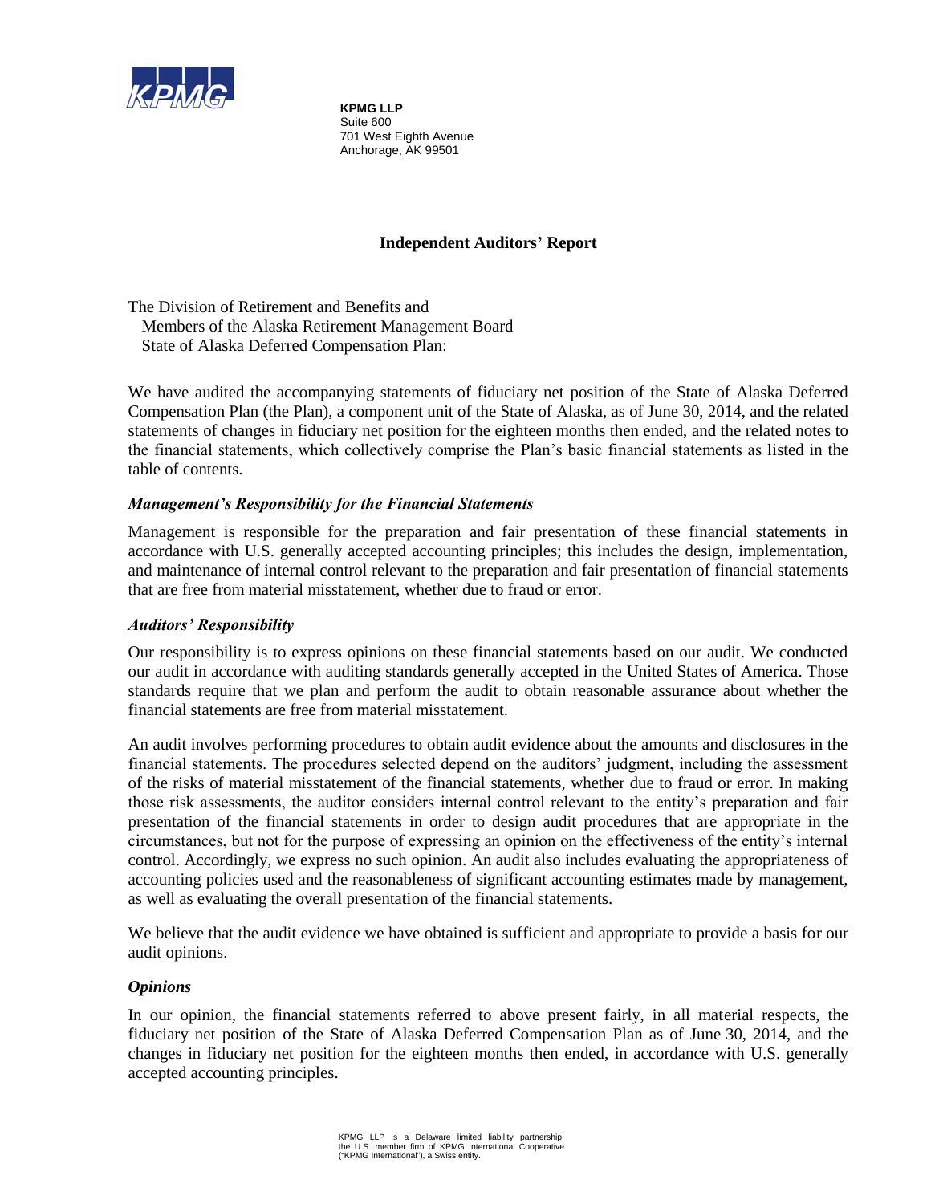**KPMG LLP**
Suite 600
701 West Eighth Avenue
Anchorage, AK 99501

## Independent Auditors' Report

The Division of Retirement and Benefits and
Members of the Alaska Retirement Management Board
State of Alaska Deferred Compensation Plan:

We have audited the accompanying statements of fiduciary net position of the State of Alaska Deferred Compensation Plan (the Plan), a component unit of the State of Alaska, as of June 30, 2014, and the related statements of changes in fiduciary net position for the eighteen months then ended, and the related notes to the financial statements, which collectively comprise the Plan's basic financial statements as listed in the table of contents.

### *Management's Responsibility for the Financial Statements*

Management is responsible for the preparation and fair presentation of these financial statements in accordance with U.S. generally accepted accounting principles; this includes the design, implementation, and maintenance of internal control relevant to the preparation and fair presentation of financial statements that are free from material misstatement, whether due to fraud or error.

### *Auditors' Responsibility*

Our responsibility is to express opinions on these financial statements based on our audit. We conducted our audit in accordance with auditing standards generally accepted in the United States of America. Those standards require that we plan and perform the audit to obtain reasonable assurance about whether the financial statements are free from material misstatement.

An audit involves performing procedures to obtain audit evidence about the amounts and disclosures in the financial statements. The procedures selected depend on the auditors' judgment, including the assessment of the risks of material misstatement of the financial statements, whether due to fraud or error. In making those risk assessments, the auditor considers internal control relevant to the entity's preparation and fair presentation of the financial statements in order to design audit procedures that are appropriate in the circumstances, but not for the purpose of expressing an opinion on the effectiveness of the entity's internal control. Accordingly, we express no such opinion. An audit also includes evaluating the appropriateness of accounting policies used and the reasonableness of significant accounting estimates made by management, as well as evaluating the overall presentation of the financial statements.

We believe that the audit evidence we have obtained is sufficient and appropriate to provide a basis for our audit opinions.

### *Opinions*

In our opinion, the financial statements referred to above present fairly, in all material respects, the fiduciary net position of the State of Alaska Deferred Compensation Plan as of June 30, 2014, and the changes in fiduciary net position for the eighteen months then ended, in accordance with U.S. generally accepted accounting principles.

KPMG LLP is a Delaware limited liability partnership, the U.S. member firm of KPMG International Cooperative ("KPMG International"), a Swiss entity.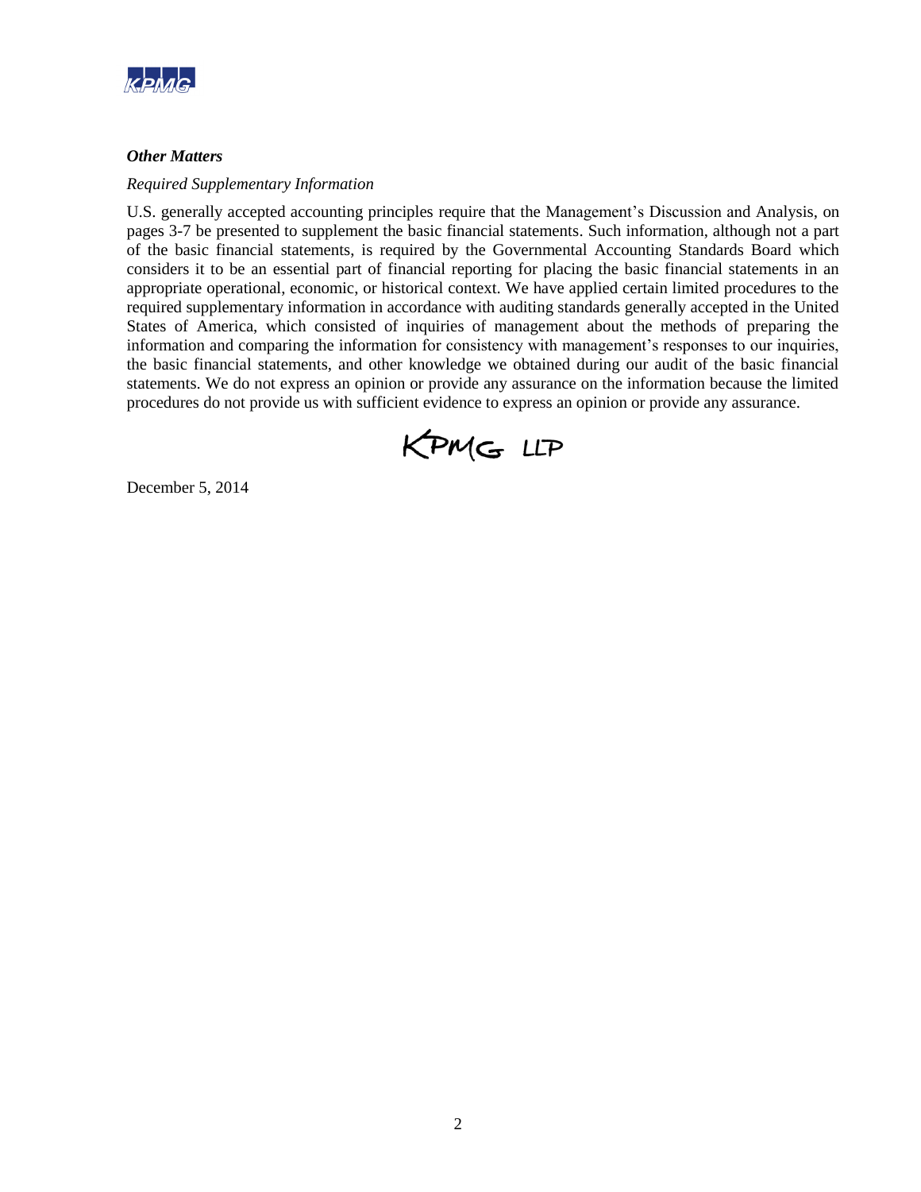### *Other Matters*

*Required Supplementary Information*

U.S. generally accepted accounting principles require that the Management's Discussion and Analysis, on pages 3-7 be presented to supplement the basic financial statements. Such information, although not a part of the basic financial statements, is required by the Governmental Accounting Standards Board which considers it to be an essential part of financial reporting for placing the basic financial statements in an appropriate operational, economic, or historical context. We have applied certain limited procedures to the required supplementary information in accordance with auditing standards generally accepted in the United States of America, which consisted of inquiries of management about the methods of preparing the information and comparing the information for consistency with management's responses to our inquiries, the basic financial statements, and other knowledge we obtained during our audit of the basic financial statements. We do not express an opinion or provide any assurance on the information because the limited procedures do not provide us with sufficient evidence to express an opinion or provide any assurance.

KPMG LLP

December 5, 2014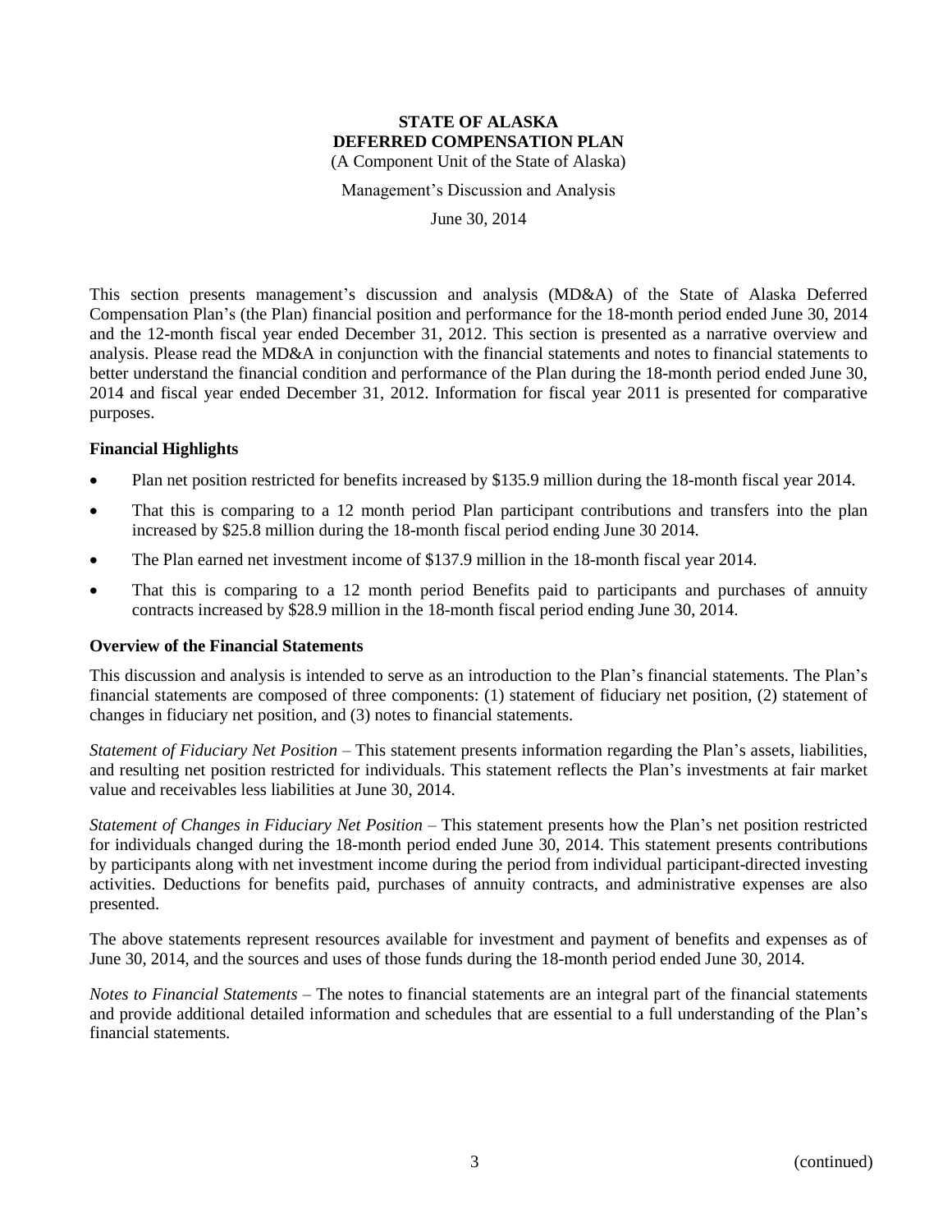# STATE OF ALASKA
# DEFERRED COMPENSATION PLAN

(A Component Unit of the State of Alaska)

Management's Discussion and Analysis

June 30, 2014

This section presents management's discussion and analysis (MD&A) of the State of Alaska Deferred Compensation Plan's (the Plan) financial position and performance for the 18-month period ended June 30, 2014 and the 12-month fiscal year ended December 31, 2012. This section is presented as a narrative overview and analysis. Please read the MD&A in conjunction with the financial statements and notes to financial statements to better understand the financial condition and performance of the Plan during the 18-month period ended June 30, 2014 and fiscal year ended December 31, 2012. Information for fiscal year 2011 is presented for comparative purposes.

## Financial Highlights

- Plan net position restricted for benefits increased by $135.9 million during the 18-month fiscal year 2014.
- That this is comparing to a 12 month period Plan participant contributions and transfers into the plan increased by $25.8 million during the 18-month fiscal period ending June 30 2014.
- The Plan earned net investment income of $137.9 million in the 18-month fiscal year 2014.
- That this is comparing to a 12 month period Benefits paid to participants and purchases of annuity contracts increased by $28.9 million in the 18-month fiscal period ending June 30, 2014.

## Overview of the Financial Statements

This discussion and analysis is intended to serve as an introduction to the Plan's financial statements. The Plan's financial statements are composed of three components: (1) statement of fiduciary net position, (2) statement of changes in fiduciary net position, and (3) notes to financial statements.

*Statement of Fiduciary Net Position* – This statement presents information regarding the Plan's assets, liabilities, and resulting net position restricted for individuals. This statement reflects the Plan's investments at fair market value and receivables less liabilities at June 30, 2014.

*Statement of Changes in Fiduciary Net Position* – This statement presents how the Plan's net position restricted for individuals changed during the 18-month period ended June 30, 2014. This statement presents contributions by participants along with net investment income during the period from individual participant-directed investing activities. Deductions for benefits paid, purchases of annuity contracts, and administrative expenses are also presented.

The above statements represent resources available for investment and payment of benefits and expenses as of June 30, 2014, and the sources and uses of those funds during the 18-month period ended June 30, 2014.

*Notes to Financial Statements* – The notes to financial statements are an integral part of the financial statements and provide additional detailed information and schedules that are essential to a full understanding of the Plan's financial statements.

(continued)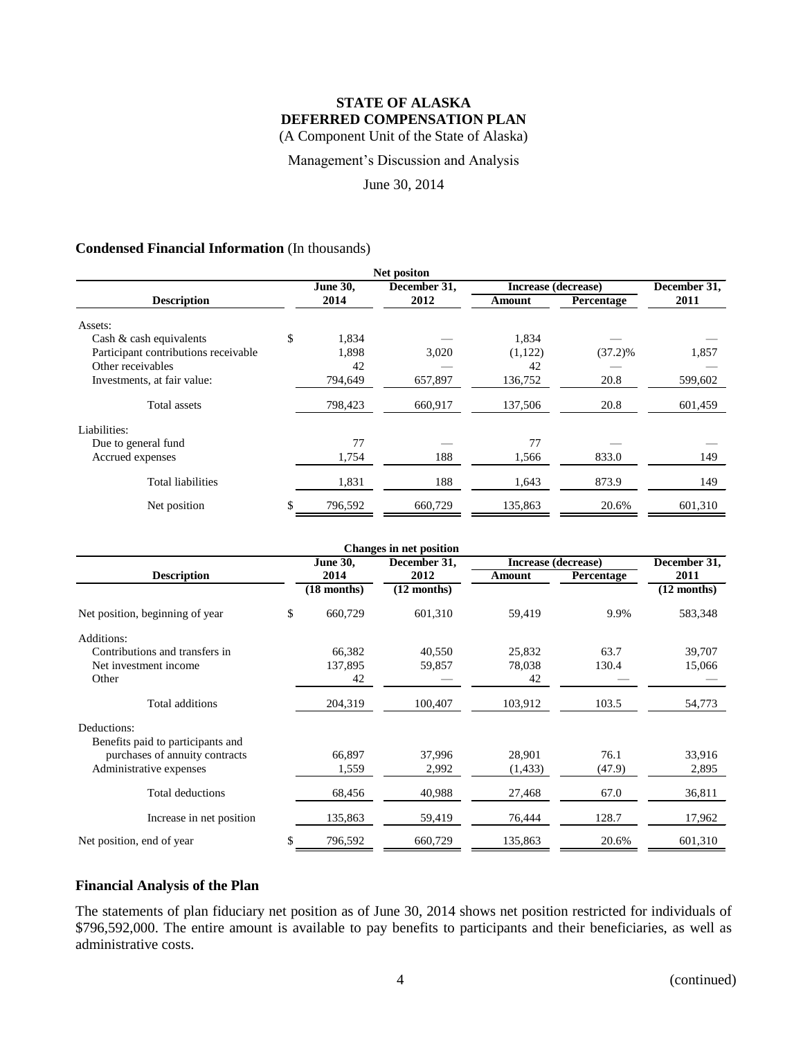# STATE OF ALASKA
# DEFERRED COMPENSATION PLAN

(A Component Unit of the State of Alaska)

Management's Discussion and Analysis

June 30, 2014

## Condensed Financial Information (In thousands)

| Net positon | | | | | |
|---|---|---|---|---|---|
| **Description** | **June 30, 2014** | **December 31, 2012** | **Increase (decrease) Amount** | **Increase (decrease) Percentage** | **December 31, 2011** |
| Assets: | | | | | |
| Cash & cash equivalents | $ 1,834 | — | 1,834 | — | — |
| Participant contributions receivable | 1,898 | 3,020 | (1,122) | (37.2)% | 1,857 |
| Other receivables | 42 | — | 42 | — | — |
| Investments, at fair value: | 794,649 | 657,897 | 136,752 | 20.8 | 599,602 |
| Total assets | 798,423 | 660,917 | 137,506 | 20.8 | 601,459 |
| Liabilities: | | | | | |
| Due to general fund | 77 | — | 77 | — | — |
| Accrued expenses | 1,754 | 188 | 1,566 | 833.0 | 149 |
| Total liabilities | 1,831 | 188 | 1,643 | 873.9 | 149 |
| Net position | $ 796,592 | 660,729 | 135,863 | 20.6% | 601,310 |

| Changes in net position | | | | | |
|---|---|---|---|---|---|
| **Description** | **June 30, 2014 (18 months)** | **December 31, 2012 (12 months)** | **Increase (decrease) Amount** | **Increase (decrease) Percentage** | **December 31, 2011 (12 months)** |
| Net position, beginning of year | $ 660,729 | 601,310 | 59,419 | 9.9% | 583,348 |
| Additions: | | | | | |
| Contributions and transfers in | 66,382 | 40,550 | 25,832 | 63.7 | 39,707 |
| Net investment income | 137,895 | 59,857 | 78,038 | 130.4 | 15,066 |
| Other | 42 | — | 42 | — | — |
| Total additions | 204,319 | 100,407 | 103,912 | 103.5 | 54,773 |
| Deductions: | | | | | |
| Benefits paid to participants and purchases of annuity contracts | 66,897 | 37,996 | 28,901 | 76.1 | 33,916 |
| Administrative expenses | 1,559 | 2,992 | (1,433) | (47.9) | 2,895 |
| Total deductions | 68,456 | 40,988 | 27,468 | 67.0 | 36,811 |
| Increase in net position | 135,863 | 59,419 | 76,444 | 128.7 | 17,962 |
| Net position, end of year | $ 796,592 | 660,729 | 135,863 | 20.6% | 601,310 |

## Financial Analysis of the Plan

The statements of plan fiduciary net position as of June 30, 2014 shows net position restricted for individuals of $796,592,000. The entire amount is available to pay benefits to participants and their beneficiaries, as well as administrative costs.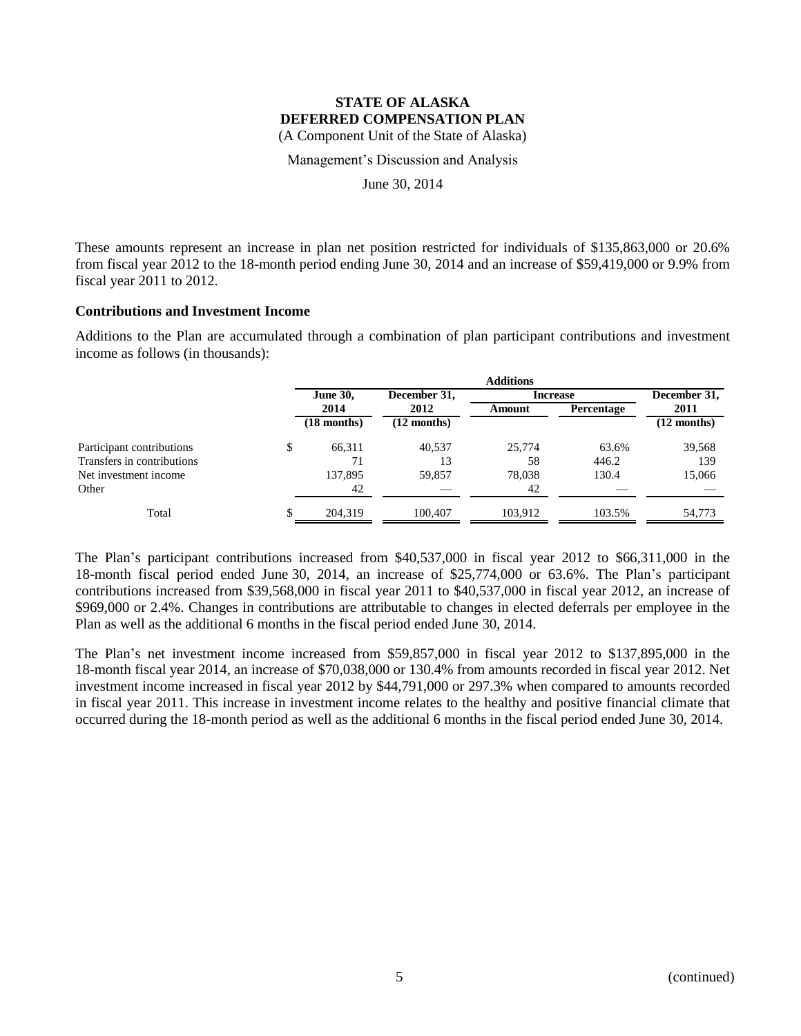These amounts represent an increase in plan net position restricted for individuals of $135,863,000 or 20.6% from fiscal year 2012 to the 18-month period ending June 30, 2014 and an increase of $59,419,000 or 9.9% from fiscal year 2011 to 2012.

**Contributions and Investment Income**

Additions to the Plan are accumulated through a combination of plan participant contributions and investment income as follows (in thousands):

| | Additions | | | | |
|---|---|---|---|---|---|
| | **June 30, 2014 (18 months)** | **December 31, 2012 (12 months)** | **Increase** | | **December 31, 2011 (12 months)** |
| | | | **Amount** | **Percentage** | |
| Participant contributions | $ 66,311 | 40,537 | 25,774 | 63.6% | 39,568 |
| Transfers in contributions | 71 | 13 | 58 | 446.2 | 139 |
| Net investment income | 137,895 | 59,857 | 78,038 | 130.4 | 15,066 |
| Other | 42 | — | 42 | — | — |
| Total | $ 204,319 | 100,407 | 103,912 | 103.5% | 54,773 |

The Plan's participant contributions increased from $40,537,000 in fiscal year 2012 to $66,311,000 in the 18-month fiscal period ended June 30, 2014, an increase of $25,774,000 or 63.6%. The Plan's participant contributions increased from $39,568,000 in fiscal year 2011 to $40,537,000 in fiscal year 2012, an increase of $969,000 or 2.4%. Changes in contributions are attributable to changes in elected deferrals per employee in the Plan as well as the additional 6 months in the fiscal period ended June 30, 2014.

The Plan's net investment income increased from $59,857,000 in fiscal year 2012 to $137,895,000 in the 18-month fiscal year 2014, an increase of $70,038,000 or 130.4% from amounts recorded in fiscal year 2012. Net investment income increased in fiscal year 2012 by $44,791,000 or 297.3% when compared to amounts recorded in fiscal year 2011. This increase in investment income relates to the healthy and positive financial climate that occurred during the 18-month period as well as the additional 6 months in the fiscal period ended June 30, 2014.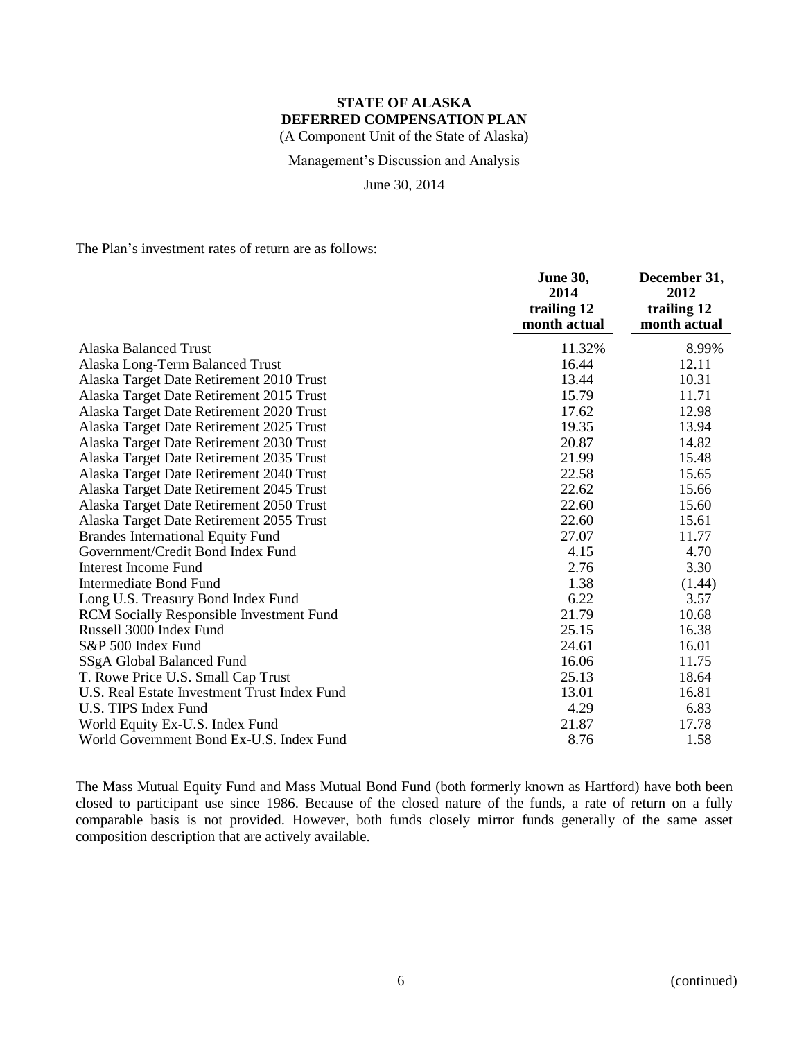**STATE OF ALASKA**
**DEFERRED COMPENSATION PLAN**
(A Component Unit of the State of Alaska)

Management's Discussion and Analysis

June 30, 2014

The Plan's investment rates of return are as follows:

| | June 30, 2014 trailing 12 month actual | December 31, 2012 trailing 12 month actual |
|---|---|---|
| Alaska Balanced Trust | 11.32% | 8.99% |
| Alaska Long-Term Balanced Trust | 16.44 | 12.11 |
| Alaska Target Date Retirement 2010 Trust | 13.44 | 10.31 |
| Alaska Target Date Retirement 2015 Trust | 15.79 | 11.71 |
| Alaska Target Date Retirement 2020 Trust | 17.62 | 12.98 |
| Alaska Target Date Retirement 2025 Trust | 19.35 | 13.94 |
| Alaska Target Date Retirement 2030 Trust | 20.87 | 14.82 |
| Alaska Target Date Retirement 2035 Trust | 21.99 | 15.48 |
| Alaska Target Date Retirement 2040 Trust | 22.58 | 15.65 |
| Alaska Target Date Retirement 2045 Trust | 22.62 | 15.66 |
| Alaska Target Date Retirement 2050 Trust | 22.60 | 15.60 |
| Alaska Target Date Retirement 2055 Trust | 22.60 | 15.61 |
| Brandes International Equity Fund | 27.07 | 11.77 |
| Government/Credit Bond Index Fund | 4.15 | 4.70 |
| Interest Income Fund | 2.76 | 3.30 |
| Intermediate Bond Fund | 1.38 | (1.44) |
| Long U.S. Treasury Bond Index Fund | 6.22 | 3.57 |
| RCM Socially Responsible Investment Fund | 21.79 | 10.68 |
| Russell 3000 Index Fund | 25.15 | 16.38 |
| S&P 500 Index Fund | 24.61 | 16.01 |
| SSgA Global Balanced Fund | 16.06 | 11.75 |
| T. Rowe Price U.S. Small Cap Trust | 25.13 | 18.64 |
| U.S. Real Estate Investment Trust Index Fund | 13.01 | 16.81 |
| U.S. TIPS Index Fund | 4.29 | 6.83 |
| World Equity Ex-U.S. Index Fund | 21.87 | 17.78 |
| World Government Bond Ex-U.S. Index Fund | 8.76 | 1.58 |

The Mass Mutual Equity Fund and Mass Mutual Bond Fund (both formerly known as Hartford) have both been closed to participant use since 1986. Because of the closed nature of the funds, a rate of return on a fully comparable basis is not provided. However, both funds closely mirror funds generally of the same asset composition description that are actively available.

(continued)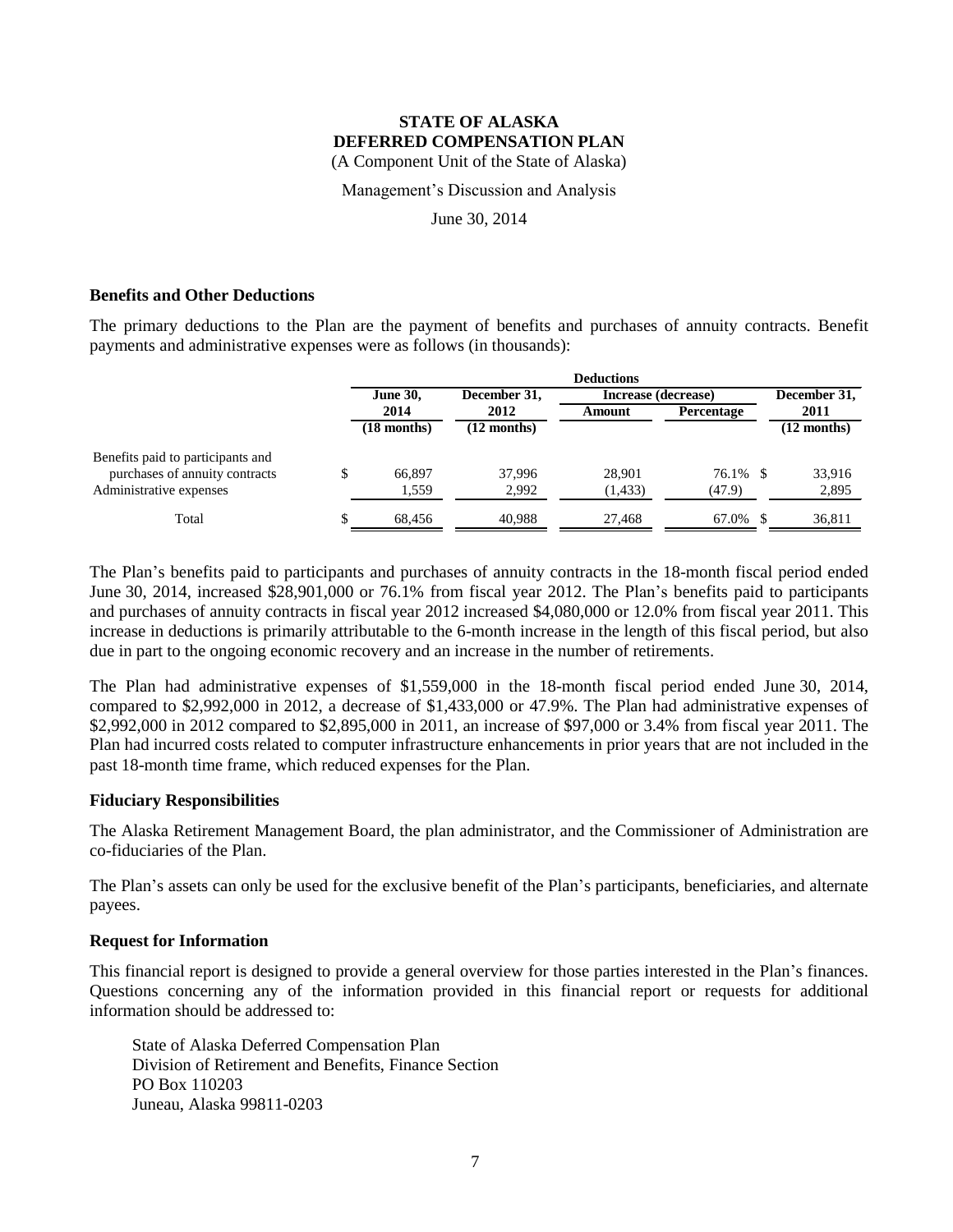**STATE OF ALASKA**
**DEFERRED COMPENSATION PLAN**
(A Component Unit of the State of Alaska)

Management's Discussion and Analysis

June 30, 2014

### Benefits and Other Deductions

The primary deductions to the Plan are the payment of benefits and purchases of annuity contracts. Benefit payments and administrative expenses were as follows (in thousands):

| | Deductions | | | | |
|---|---|---|---|---|---|
| | June 30, 2014 (18 months) | December 31, 2012 (12 months) | Increase (decrease) Amount | Increase (decrease) Percentage | December 31, 2011 (12 months) |
| Benefits paid to participants and purchases of annuity contracts | $ 66,897 | 37,996 | 28,901 | 76.1% | $ 33,916 |
| Administrative expenses | 1,559 | 2,992 | (1,433) | (47.9) | 2,895 |
| Total | $ 68,456 | 40,988 | 27,468 | 67.0% | $ 36,811 |

The Plan's benefits paid to participants and purchases of annuity contracts in the 18-month fiscal period ended June 30, 2014, increased $28,901,000 or 76.1% from fiscal year 2012. The Plan's benefits paid to participants and purchases of annuity contracts in fiscal year 2012 increased $4,080,000 or 12.0% from fiscal year 2011. This increase in deductions is primarily attributable to the 6-month increase in the length of this fiscal period, but also due in part to the ongoing economic recovery and an increase in the number of retirements.

The Plan had administrative expenses of $1,559,000 in the 18-month fiscal period ended June 30, 2014, compared to $2,992,000 in 2012, a decrease of $1,433,000 or 47.9%. The Plan had administrative expenses of $2,992,000 in 2012 compared to $2,895,000 in 2011, an increase of $97,000 or 3.4% from fiscal year 2011. The Plan had incurred costs related to computer infrastructure enhancements in prior years that are not included in the past 18-month time frame, which reduced expenses for the Plan.

### Fiduciary Responsibilities

The Alaska Retirement Management Board, the plan administrator, and the Commissioner of Administration are co-fiduciaries of the Plan.

The Plan's assets can only be used for the exclusive benefit of the Plan's participants, beneficiaries, and alternate payees.

### Request for Information

This financial report is designed to provide a general overview for those parties interested in the Plan's finances. Questions concerning any of the information provided in this financial report or requests for additional information should be addressed to:

State of Alaska Deferred Compensation Plan
Division of Retirement and Benefits, Finance Section
PO Box 110203
Juneau, Alaska 99811-0203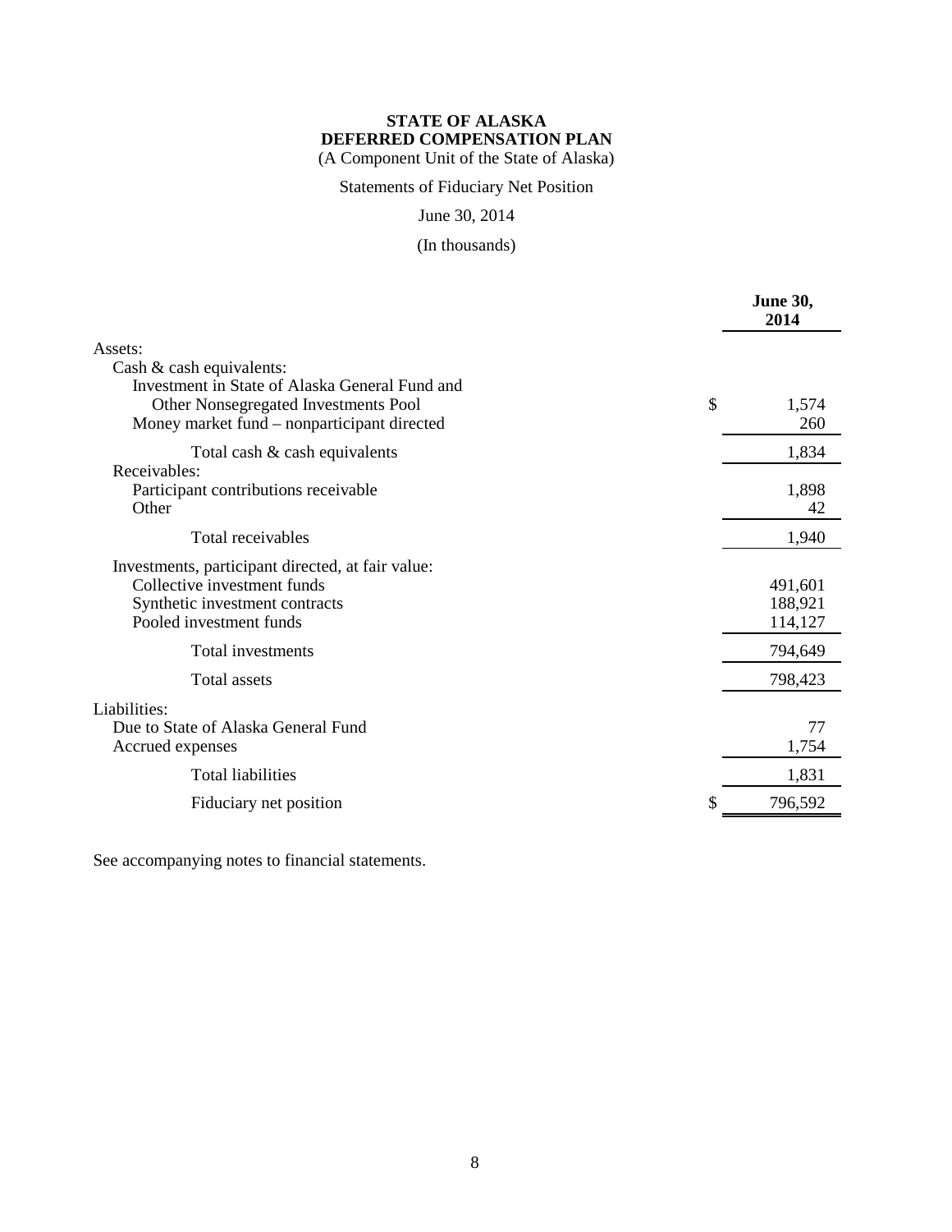**STATE OF ALASKA**
**DEFERRED COMPENSATION PLAN**
(A Component Unit of the State of Alaska)

Statements of Fiduciary Net Position

June 30, 2014

(In thousands)

| | **June 30, 2014** |
|---|---|
| Assets: | |
| Cash & cash equivalents: | |
| Investment in State of Alaska General Fund and Other Nonsegregated Investments Pool | $ 1,574 |
| Money market fund – nonparticipant directed | 260 |
| Total cash & cash equivalents | 1,834 |
| Receivables: | |
| Participant contributions receivable | 1,898 |
| Other | 42 |
| Total receivables | 1,940 |
| Investments, participant directed, at fair value: | |
| Collective investment funds | 491,601 |
| Synthetic investment contracts | 188,921 |
| Pooled investment funds | 114,127 |
| Total investments | 794,649 |
| Total assets | 798,423 |
| Liabilities: | |
| Due to State of Alaska General Fund | 77 |
| Accrued expenses | 1,754 |
| Total liabilities | 1,831 |
| Fiduciary net position | $ 796,592 |

See accompanying notes to financial statements.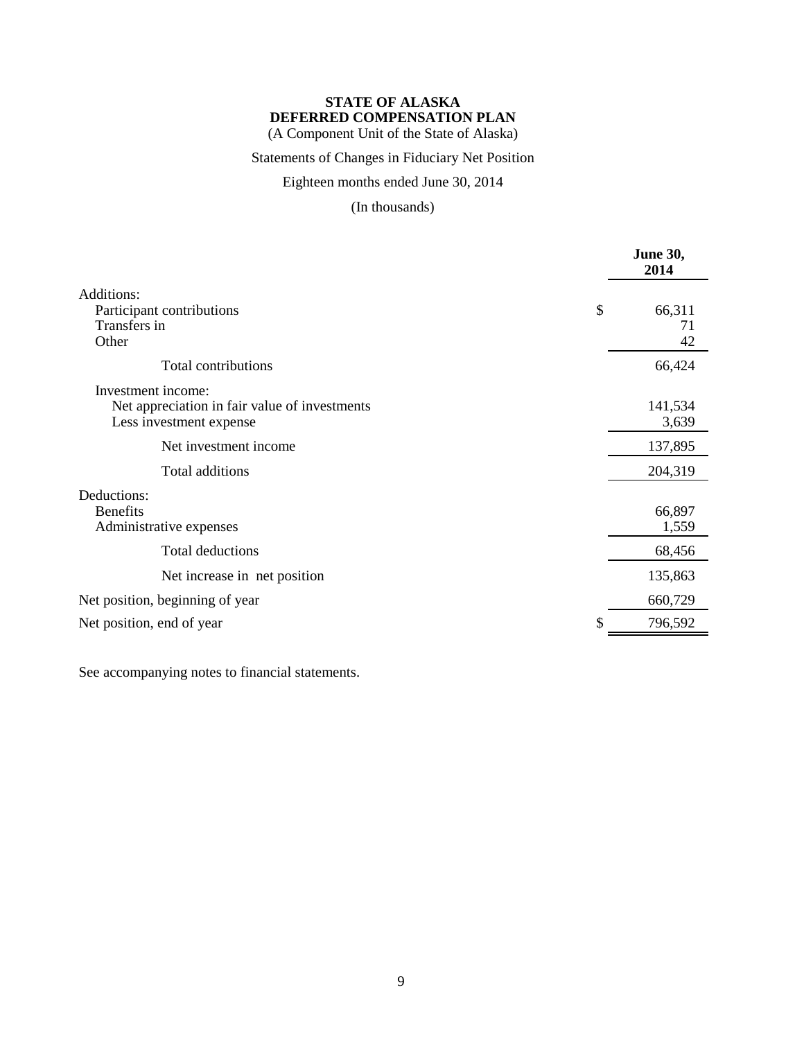**STATE OF ALASKA**
**DEFERRED COMPENSATION PLAN**
(A Component Unit of the State of Alaska)

Statements of Changes in Fiduciary Net Position

Eighteen months ended June 30, 2014

(In thousands)

| | | **June 30, 2014** |
|---|---|---|
| Additions: | | |
| Participant contributions | $ | 66,311 |
| Transfers in | | 71 |
| Other | | 42 |
| Total contributions | | 66,424 |
| Investment income: | | |
| Net appreciation in fair value of investments | | 141,534 |
| Less investment expense | | 3,639 |
| Net investment income | | 137,895 |
| Total additions | | 204,319 |
| Deductions: | | |
| Benefits | | 66,897 |
| Administrative expenses | | 1,559 |
| Total deductions | | 68,456 |
| Net increase in net position | | 135,863 |
| Net position, beginning of year | | 660,729 |
| Net position, end of year | $ | 796,592 |

See accompanying notes to financial statements.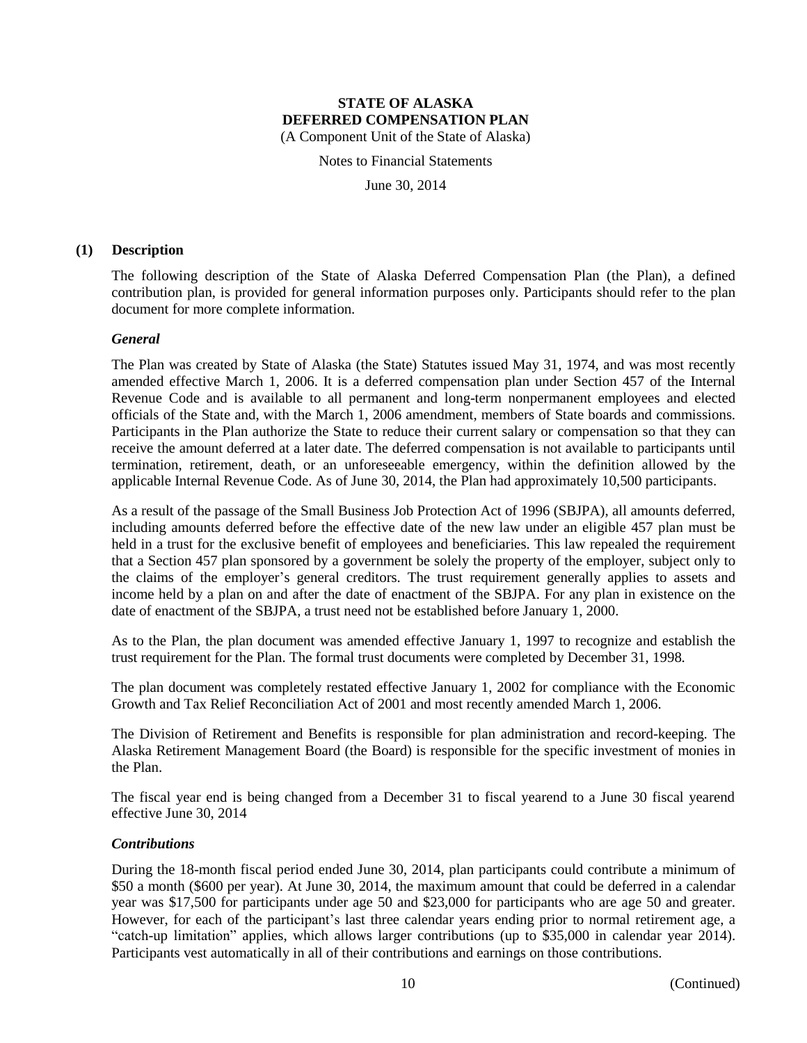# STATE OF ALASKA
# DEFERRED COMPENSATION PLAN

(A Component Unit of the State of Alaska)

Notes to Financial Statements

June 30, 2014

## (1) Description

The following description of the State of Alaska Deferred Compensation Plan (the Plan), a defined contribution plan, is provided for general information purposes only. Participants should refer to the plan document for more complete information.

### *General*

The Plan was created by State of Alaska (the State) Statutes issued May 31, 1974, and was most recently amended effective March 1, 2006. It is a deferred compensation plan under Section 457 of the Internal Revenue Code and is available to all permanent and long-term nonpermanent employees and elected officials of the State and, with the March 1, 2006 amendment, members of State boards and commissions. Participants in the Plan authorize the State to reduce their current salary or compensation so that they can receive the amount deferred at a later date. The deferred compensation is not available to participants until termination, retirement, death, or an unforeseeable emergency, within the definition allowed by the applicable Internal Revenue Code. As of June 30, 2014, the Plan had approximately 10,500 participants.

As a result of the passage of the Small Business Job Protection Act of 1996 (SBJPA), all amounts deferred, including amounts deferred before the effective date of the new law under an eligible 457 plan must be held in a trust for the exclusive benefit of employees and beneficiaries. This law repealed the requirement that a Section 457 plan sponsored by a government be solely the property of the employer, subject only to the claims of the employer's general creditors. The trust requirement generally applies to assets and income held by a plan on and after the date of enactment of the SBJPA. For any plan in existence on the date of enactment of the SBJPA, a trust need not be established before January 1, 2000.

As to the Plan, the plan document was amended effective January 1, 1997 to recognize and establish the trust requirement for the Plan. The formal trust documents were completed by December 31, 1998.

The plan document was completely restated effective January 1, 2002 for compliance with the Economic Growth and Tax Relief Reconciliation Act of 2001 and most recently amended March 1, 2006.

The Division of Retirement and Benefits is responsible for plan administration and record-keeping. The Alaska Retirement Management Board (the Board) is responsible for the specific investment of monies in the Plan.

The fiscal year end is being changed from a December 31 to fiscal yearend to a June 30 fiscal yearend effective June 30, 2014

### *Contributions*

During the 18-month fiscal period ended June 30, 2014, plan participants could contribute a minimum of $50 a month ($600 per year). At June 30, 2014, the maximum amount that could be deferred in a calendar year was $17,500 for participants under age 50 and $23,000 for participants who are age 50 and greater. However, for each of the participant's last three calendar years ending prior to normal retirement age, a "catch-up limitation" applies, which allows larger contributions (up to $35,000 in calendar year 2014). Participants vest automatically in all of their contributions and earnings on those contributions.

(Continued)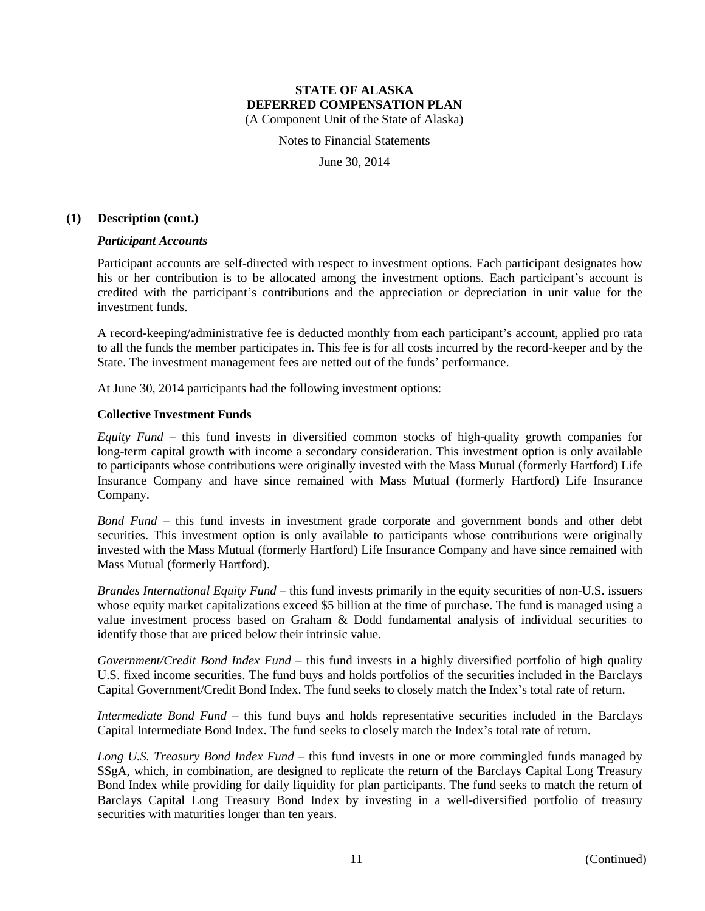## (1) Description (cont.)

### *Participant Accounts*

Participant accounts are self-directed with respect to investment options. Each participant designates how his or her contribution is to be allocated among the investment options. Each participant's account is credited with the participant's contributions and the appreciation or depreciation in unit value for the investment funds.

A record-keeping/administrative fee is deducted monthly from each participant's account, applied pro rata to all the funds the member participates in. This fee is for all costs incurred by the record-keeper and by the State. The investment management fees are netted out of the funds' performance.

At June 30, 2014 participants had the following investment options:

**Collective Investment Funds**

*Equity Fund* – this fund invests in diversified common stocks of high-quality growth companies for long-term capital growth with income a secondary consideration. This investment option is only available to participants whose contributions were originally invested with the Mass Mutual (formerly Hartford) Life Insurance Company and have since remained with Mass Mutual (formerly Hartford) Life Insurance Company.

*Bond Fund* – this fund invests in investment grade corporate and government bonds and other debt securities. This investment option is only available to participants whose contributions were originally invested with the Mass Mutual (formerly Hartford) Life Insurance Company and have since remained with Mass Mutual (formerly Hartford).

*Brandes International Equity Fund* – this fund invests primarily in the equity securities of non-U.S. issuers whose equity market capitalizations exceed $5 billion at the time of purchase. The fund is managed using a value investment process based on Graham & Dodd fundamental analysis of individual securities to identify those that are priced below their intrinsic value.

*Government/Credit Bond Index Fund* – this fund invests in a highly diversified portfolio of high quality U.S. fixed income securities. The fund buys and holds portfolios of the securities included in the Barclays Capital Government/Credit Bond Index. The fund seeks to closely match the Index's total rate of return.

*Intermediate Bond Fund* – this fund buys and holds representative securities included in the Barclays Capital Intermediate Bond Index. The fund seeks to closely match the Index's total rate of return.

*Long U.S. Treasury Bond Index Fund* – this fund invests in one or more commingled funds managed by SSgA, which, in combination, are designed to replicate the return of the Barclays Capital Long Treasury Bond Index while providing for daily liquidity for plan participants. The fund seeks to match the return of Barclays Capital Long Treasury Bond Index by investing in a well-diversified portfolio of treasury securities with maturities longer than ten years.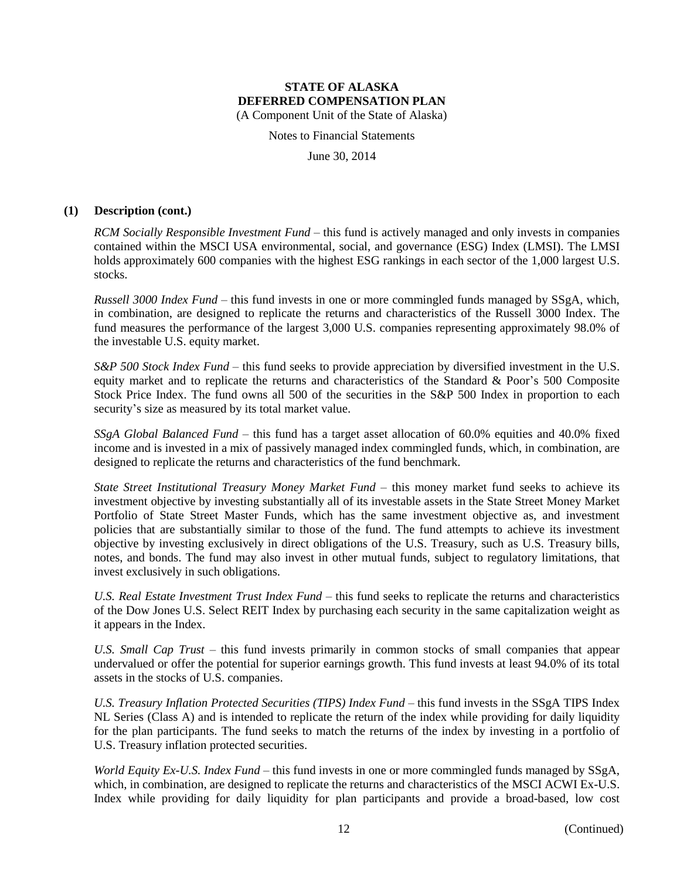## (1) Description (cont.)

*RCM Socially Responsible Investment Fund* – this fund is actively managed and only invests in companies contained within the MSCI USA environmental, social, and governance (ESG) Index (LMSI). The LMSI holds approximately 600 companies with the highest ESG rankings in each sector of the 1,000 largest U.S. stocks.

*Russell 3000 Index Fund* – this fund invests in one or more commingled funds managed by SSgA, which, in combination, are designed to replicate the returns and characteristics of the Russell 3000 Index. The fund measures the performance of the largest 3,000 U.S. companies representing approximately 98.0% of the investable U.S. equity market.

*S&P 500 Stock Index Fund* – this fund seeks to provide appreciation by diversified investment in the U.S. equity market and to replicate the returns and characteristics of the Standard & Poor's 500 Composite Stock Price Index. The fund owns all 500 of the securities in the S&P 500 Index in proportion to each security's size as measured by its total market value.

*SSgA Global Balanced Fund* – this fund has a target asset allocation of 60.0% equities and 40.0% fixed income and is invested in a mix of passively managed index commingled funds, which, in combination, are designed to replicate the returns and characteristics of the fund benchmark.

*State Street Institutional Treasury Money Market Fund* – this money market fund seeks to achieve its investment objective by investing substantially all of its investable assets in the State Street Money Market Portfolio of State Street Master Funds, which has the same investment objective as, and investment policies that are substantially similar to those of the fund. The fund attempts to achieve its investment objective by investing exclusively in direct obligations of the U.S. Treasury, such as U.S. Treasury bills, notes, and bonds. The fund may also invest in other mutual funds, subject to regulatory limitations, that invest exclusively in such obligations.

*U.S. Real Estate Investment Trust Index Fund* – this fund seeks to replicate the returns and characteristics of the Dow Jones U.S. Select REIT Index by purchasing each security in the same capitalization weight as it appears in the Index.

*U.S. Small Cap Trust* – this fund invests primarily in common stocks of small companies that appear undervalued or offer the potential for superior earnings growth. This fund invests at least 94.0% of its total assets in the stocks of U.S. companies.

*U.S. Treasury Inflation Protected Securities (TIPS) Index Fund* – this fund invests in the SSgA TIPS Index NL Series (Class A) and is intended to replicate the return of the index while providing for daily liquidity for the plan participants. The fund seeks to match the returns of the index by investing in a portfolio of U.S. Treasury inflation protected securities.

*World Equity Ex-U.S. Index Fund* – this fund invests in one or more commingled funds managed by SSgA, which, in combination, are designed to replicate the returns and characteristics of the MSCI ACWI Ex-U.S. Index while providing for daily liquidity for plan participants and provide a broad-based, low cost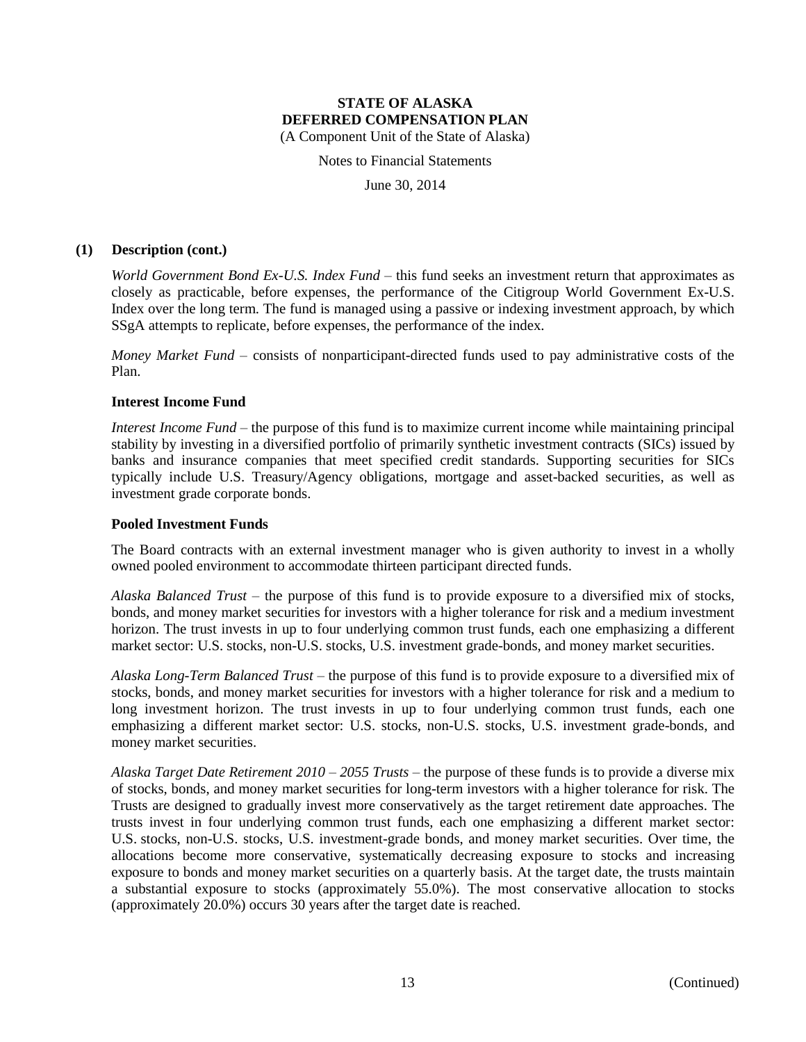## (1) Description (cont.)

*World Government Bond Ex-U.S. Index Fund* – this fund seeks an investment return that approximates as closely as practicable, before expenses, the performance of the Citigroup World Government Ex-U.S. Index over the long term. The fund is managed using a passive or indexing investment approach, by which SSgA attempts to replicate, before expenses, the performance of the index.

*Money Market Fund* – consists of nonparticipant-directed funds used to pay administrative costs of the Plan.

### Interest Income Fund

*Interest Income Fund* – the purpose of this fund is to maximize current income while maintaining principal stability by investing in a diversified portfolio of primarily synthetic investment contracts (SICs) issued by banks and insurance companies that meet specified credit standards. Supporting securities for SICs typically include U.S. Treasury/Agency obligations, mortgage and asset-backed securities, as well as investment grade corporate bonds.

### Pooled Investment Funds

The Board contracts with an external investment manager who is given authority to invest in a wholly owned pooled environment to accommodate thirteen participant directed funds.

*Alaska Balanced Trust* – the purpose of this fund is to provide exposure to a diversified mix of stocks, bonds, and money market securities for investors with a higher tolerance for risk and a medium investment horizon. The trust invests in up to four underlying common trust funds, each one emphasizing a different market sector: U.S. stocks, non-U.S. stocks, U.S. investment grade-bonds, and money market securities.

*Alaska Long-Term Balanced Trust* – the purpose of this fund is to provide exposure to a diversified mix of stocks, bonds, and money market securities for investors with a higher tolerance for risk and a medium to long investment horizon. The trust invests in up to four underlying common trust funds, each one emphasizing a different market sector: U.S. stocks, non-U.S. stocks, U.S. investment grade-bonds, and money market securities.

*Alaska Target Date Retirement 2010 – 2055 Trusts* – the purpose of these funds is to provide a diverse mix of stocks, bonds, and money market securities for long-term investors with a higher tolerance for risk. The Trusts are designed to gradually invest more conservatively as the target retirement date approaches. The trusts invest in four underlying common trust funds, each one emphasizing a different market sector: U.S. stocks, non-U.S. stocks, U.S. investment-grade bonds, and money market securities. Over time, the allocations become more conservative, systematically decreasing exposure to stocks and increasing exposure to bonds and money market securities on a quarterly basis. At the target date, the trusts maintain a substantial exposure to stocks (approximately 55.0%). The most conservative allocation to stocks (approximately 20.0%) occurs 30 years after the target date is reached.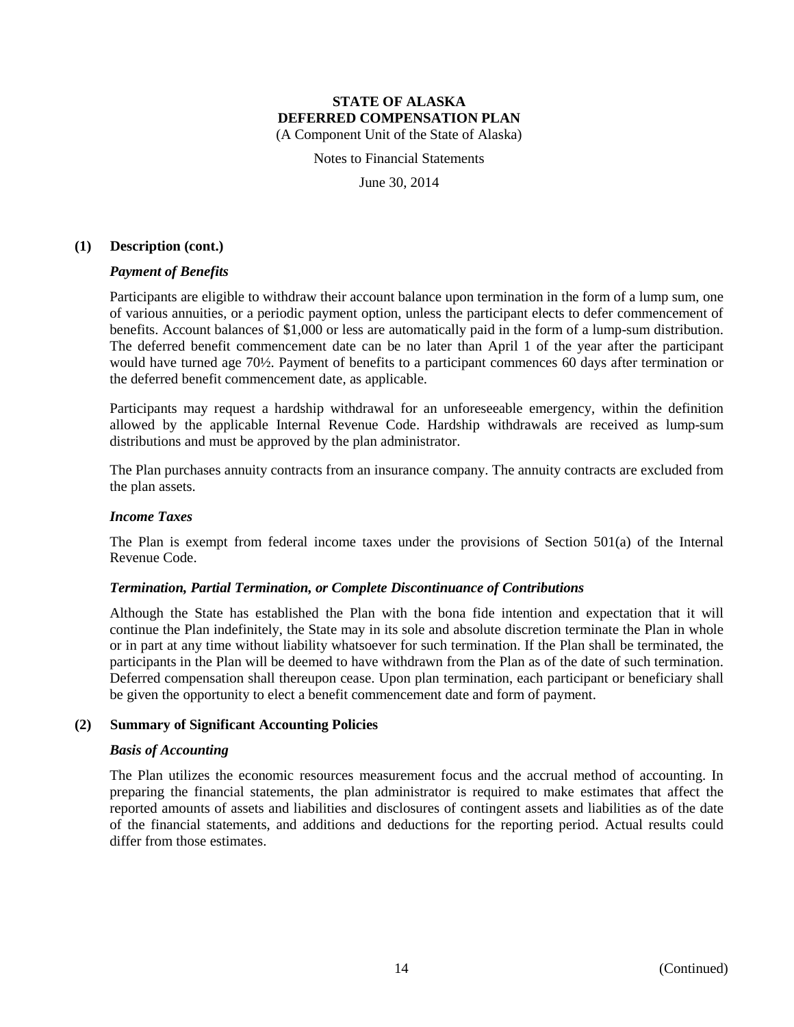## (1) Description (cont.)

### *Payment of Benefits*

Participants are eligible to withdraw their account balance upon termination in the form of a lump sum, one of various annuities, or a periodic payment option, unless the participant elects to defer commencement of benefits. Account balances of $1,000 or less are automatically paid in the form of a lump-sum distribution. The deferred benefit commencement date can be no later than April 1 of the year after the participant would have turned age 70½. Payment of benefits to a participant commences 60 days after termination or the deferred benefit commencement date, as applicable.

Participants may request a hardship withdrawal for an unforeseeable emergency, within the definition allowed by the applicable Internal Revenue Code. Hardship withdrawals are received as lump-sum distributions and must be approved by the plan administrator.

The Plan purchases annuity contracts from an insurance company. The annuity contracts are excluded from the plan assets.

### *Income Taxes*

The Plan is exempt from federal income taxes under the provisions of Section 501(a) of the Internal Revenue Code.

### *Termination, Partial Termination, or Complete Discontinuance of Contributions*

Although the State has established the Plan with the bona fide intention and expectation that it will continue the Plan indefinitely, the State may in its sole and absolute discretion terminate the Plan in whole or in part at any time without liability whatsoever for such termination. If the Plan shall be terminated, the participants in the Plan will be deemed to have withdrawn from the Plan as of the date of such termination. Deferred compensation shall thereupon cease. Upon plan termination, each participant or beneficiary shall be given the opportunity to elect a benefit commencement date and form of payment.

## (2) Summary of Significant Accounting Policies

### *Basis of Accounting*

The Plan utilizes the economic resources measurement focus and the accrual method of accounting. In preparing the financial statements, the plan administrator is required to make estimates that affect the reported amounts of assets and liabilities and disclosures of contingent assets and liabilities as of the date of the financial statements, and additions and deductions for the reporting period. Actual results could differ from those estimates.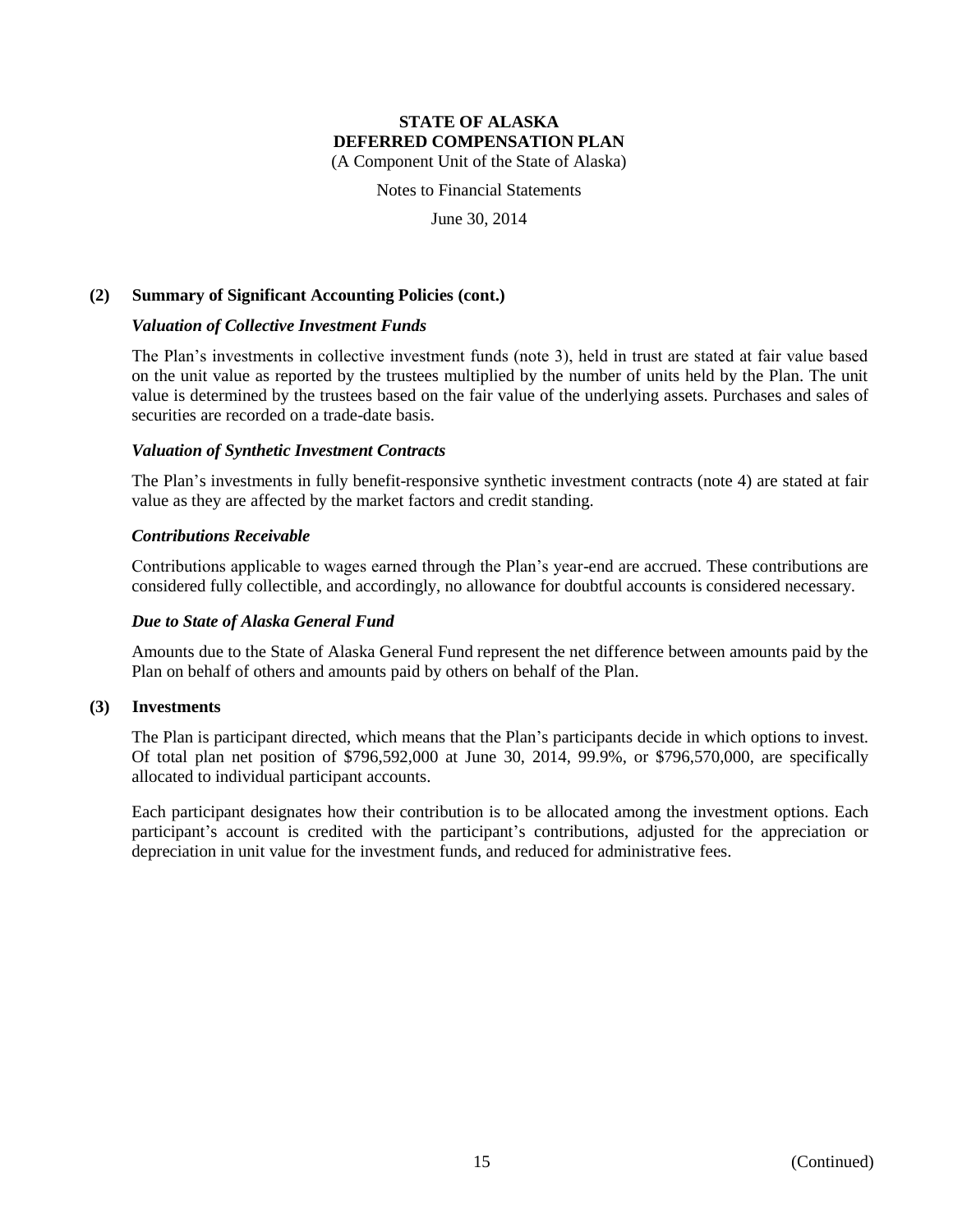## (2) Summary of Significant Accounting Policies (cont.)

### *Valuation of Collective Investment Funds*

The Plan's investments in collective investment funds (note 3), held in trust are stated at fair value based on the unit value as reported by the trustees multiplied by the number of units held by the Plan. The unit value is determined by the trustees based on the fair value of the underlying assets. Purchases and sales of securities are recorded on a trade-date basis.

### *Valuation of Synthetic Investment Contracts*

The Plan's investments in fully benefit-responsive synthetic investment contracts (note 4) are stated at fair value as they are affected by the market factors and credit standing.

### *Contributions Receivable*

Contributions applicable to wages earned through the Plan's year-end are accrued. These contributions are considered fully collectible, and accordingly, no allowance for doubtful accounts is considered necessary.

### *Due to State of Alaska General Fund*

Amounts due to the State of Alaska General Fund represent the net difference between amounts paid by the Plan on behalf of others and amounts paid by others on behalf of the Plan.

## (3) Investments

The Plan is participant directed, which means that the Plan's participants decide in which options to invest. Of total plan net position of $796,592,000 at June 30, 2014, 99.9%, or $796,570,000, are specifically allocated to individual participant accounts.

Each participant designates how their contribution is to be allocated among the investment options. Each participant's account is credited with the participant's contributions, adjusted for the appreciation or depreciation in unit value for the investment funds, and reduced for administrative fees.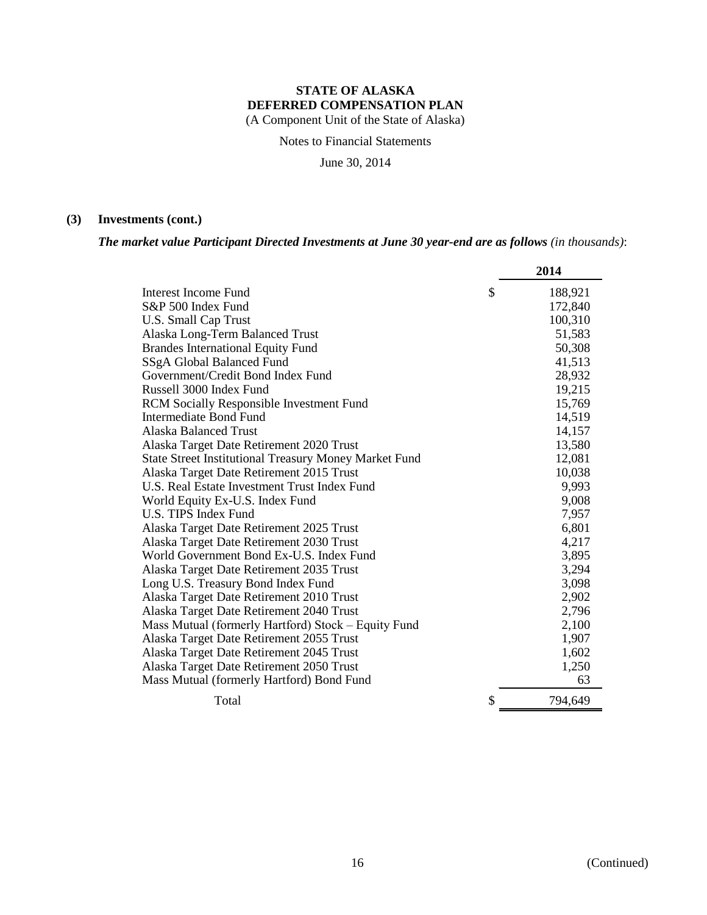**STATE OF ALASKA**
**DEFERRED COMPENSATION PLAN**
(A Component Unit of the State of Alaska)

Notes to Financial Statements

June 30, 2014

**(3) Investments (cont.)**

***The market value Participant Directed Investments at June 30 year-end are as follows*** *(in thousands)*:

| | | 2014 |
|---|---|---|
| Interest Income Fund | $ | 188,921 |
| S&P 500 Index Fund | | 172,840 |
| U.S. Small Cap Trust | | 100,310 |
| Alaska Long-Term Balanced Trust | | 51,583 |
| Brandes International Equity Fund | | 50,308 |
| SSgA Global Balanced Fund | | 41,513 |
| Government/Credit Bond Index Fund | | 28,932 |
| Russell 3000 Index Fund | | 19,215 |
| RCM Socially Responsible Investment Fund | | 15,769 |
| Intermediate Bond Fund | | 14,519 |
| Alaska Balanced Trust | | 14,157 |
| Alaska Target Date Retirement 2020 Trust | | 13,580 |
| State Street Institutional Treasury Money Market Fund | | 12,081 |
| Alaska Target Date Retirement 2015 Trust | | 10,038 |
| U.S. Real Estate Investment Trust Index Fund | | 9,993 |
| World Equity Ex-U.S. Index Fund | | 9,008 |
| U.S. TIPS Index Fund | | 7,957 |
| Alaska Target Date Retirement 2025 Trust | | 6,801 |
| Alaska Target Date Retirement 2030 Trust | | 4,217 |
| World Government Bond Ex-U.S. Index Fund | | 3,895 |
| Alaska Target Date Retirement 2035 Trust | | 3,294 |
| Long U.S. Treasury Bond Index Fund | | 3,098 |
| Alaska Target Date Retirement 2010 Trust | | 2,902 |
| Alaska Target Date Retirement 2040 Trust | | 2,796 |
| Mass Mutual (formerly Hartford) Stock – Equity Fund | | 2,100 |
| Alaska Target Date Retirement 2055 Trust | | 1,907 |
| Alaska Target Date Retirement 2045 Trust | | 1,602 |
| Alaska Target Date Retirement 2050 Trust | | 1,250 |
| Mass Mutual (formerly Hartford) Bond Fund | | 63 |
| Total | $ | 794,649 |

(Continued)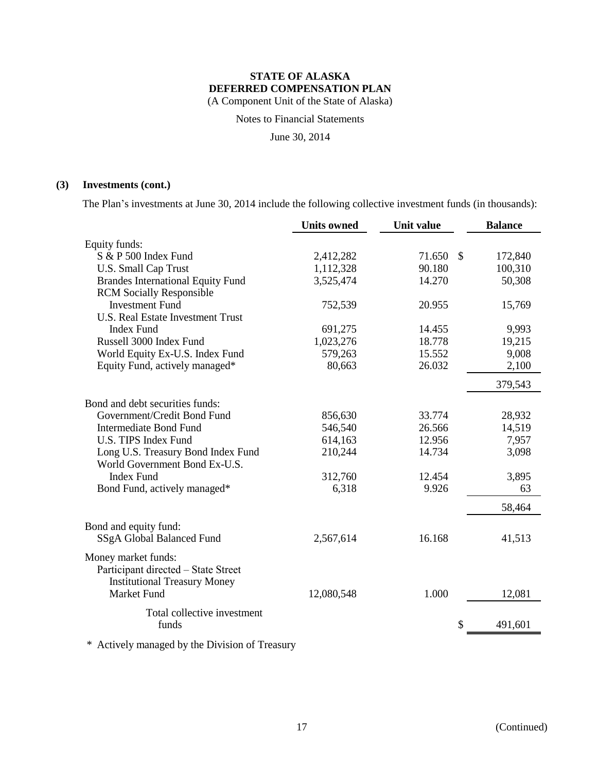# STATE OF ALASKA
# DEFERRED COMPENSATION PLAN

(A Component Unit of the State of Alaska)

Notes to Financial Statements

June 30, 2014

## (3) Investments (cont.)

The Plan's investments at June 30, 2014 include the following collective investment funds (in thousands):

| | Units owned | Unit value | Balance |
|---|---|---|---|
| Equity funds: | | | |
| S & P 500 Index Fund | 2,412,282 | 71.650 | $ 172,840 |
| U.S. Small Cap Trust | 1,112,328 | 90.180 | 100,310 |
| Brandes International Equity Fund | 3,525,474 | 14.270 | 50,308 |
| RCM Socially Responsible Investment Fund | 752,539 | 20.955 | 15,769 |
| U.S. Real Estate Investment Trust Index Fund | 691,275 | 14.455 | 9,993 |
| Russell 3000 Index Fund | 1,023,276 | 18.778 | 19,215 |
| World Equity Ex-U.S. Index Fund | 579,263 | 15.552 | 9,008 |
| Equity Fund, actively managed* | 80,663 | 26.032 | 2,100 |
| | | | 379,543 |
| Bond and debt securities funds: | | | |
| Government/Credit Bond Fund | 856,630 | 33.774 | 28,932 |
| Intermediate Bond Fund | 546,540 | 26.566 | 14,519 |
| U.S. TIPS Index Fund | 614,163 | 12.956 | 7,957 |
| Long U.S. Treasury Bond Index Fund | 210,244 | 14.734 | 3,098 |
| World Government Bond Ex-U.S. Index Fund | 312,760 | 12.454 | 3,895 |
| Bond Fund, actively managed* | 6,318 | 9.926 | 63 |
| | | | 58,464 |
| Bond and equity fund: | | | |
| SSgA Global Balanced Fund | 2,567,614 | 16.168 | 41,513 |
| Money market funds: | | | |
| Participant directed – State Street Institutional Treasury Money Market Fund | 12,080,548 | 1.000 | 12,081 |
| Total collective investment funds | | | $ 491,601 |

\* Actively managed by the Division of Treasury

(Continued)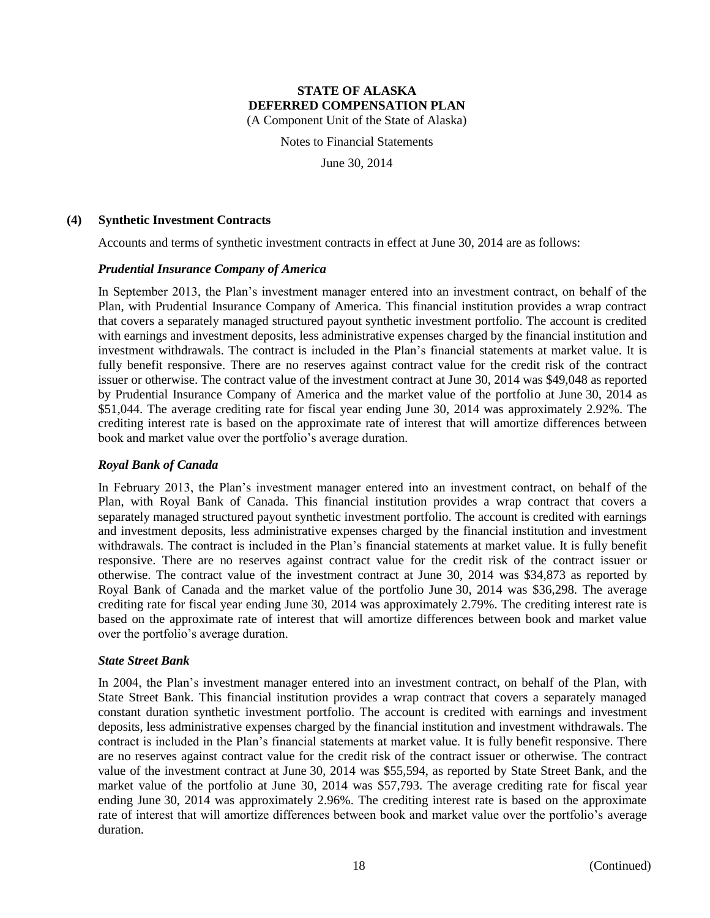# STATE OF ALASKA
# DEFERRED COMPENSATION PLAN

(A Component Unit of the State of Alaska)

Notes to Financial Statements

June 30, 2014

## (4) Synthetic Investment Contracts

Accounts and terms of synthetic investment contracts in effect at June 30, 2014 are as follows:

### *Prudential Insurance Company of America*

In September 2013, the Plan's investment manager entered into an investment contract, on behalf of the Plan, with Prudential Insurance Company of America. This financial institution provides a wrap contract that covers a separately managed structured payout synthetic investment portfolio. The account is credited with earnings and investment deposits, less administrative expenses charged by the financial institution and investment withdrawals. The contract is included in the Plan's financial statements at market value. It is fully benefit responsive. There are no reserves against contract value for the credit risk of the contract issuer or otherwise. The contract value of the investment contract at June 30, 2014 was $49,048 as reported by Prudential Insurance Company of America and the market value of the portfolio at June 30, 2014 as $51,044. The average crediting rate for fiscal year ending June 30, 2014 was approximately 2.92%. The crediting interest rate is based on the approximate rate of interest that will amortize differences between book and market value over the portfolio's average duration.

### *Royal Bank of Canada*

In February 2013, the Plan's investment manager entered into an investment contract, on behalf of the Plan, with Royal Bank of Canada. This financial institution provides a wrap contract that covers a separately managed structured payout synthetic investment portfolio. The account is credited with earnings and investment deposits, less administrative expenses charged by the financial institution and investment withdrawals. The contract is included in the Plan's financial statements at market value. It is fully benefit responsive. There are no reserves against contract value for the credit risk of the contract issuer or otherwise. The contract value of the investment contract at June 30, 2014 was $34,873 as reported by Royal Bank of Canada and the market value of the portfolio June 30, 2014 was $36,298. The average crediting rate for fiscal year ending June 30, 2014 was approximately 2.79%. The crediting interest rate is based on the approximate rate of interest that will amortize differences between book and market value over the portfolio's average duration.

### *State Street Bank*

In 2004, the Plan's investment manager entered into an investment contract, on behalf of the Plan, with State Street Bank. This financial institution provides a wrap contract that covers a separately managed constant duration synthetic investment portfolio. The account is credited with earnings and investment deposits, less administrative expenses charged by the financial institution and investment withdrawals. The contract is included in the Plan's financial statements at market value. It is fully benefit responsive. There are no reserves against contract value for the credit risk of the contract issuer or otherwise. The contract value of the investment contract at June 30, 2014 was $55,594, as reported by State Street Bank, and the market value of the portfolio at June 30, 2014 was $57,793. The average crediting rate for fiscal year ending June 30, 2014 was approximately 2.96%. The crediting interest rate is based on the approximate rate of interest that will amortize differences between book and market value over the portfolio's average duration.

(Continued)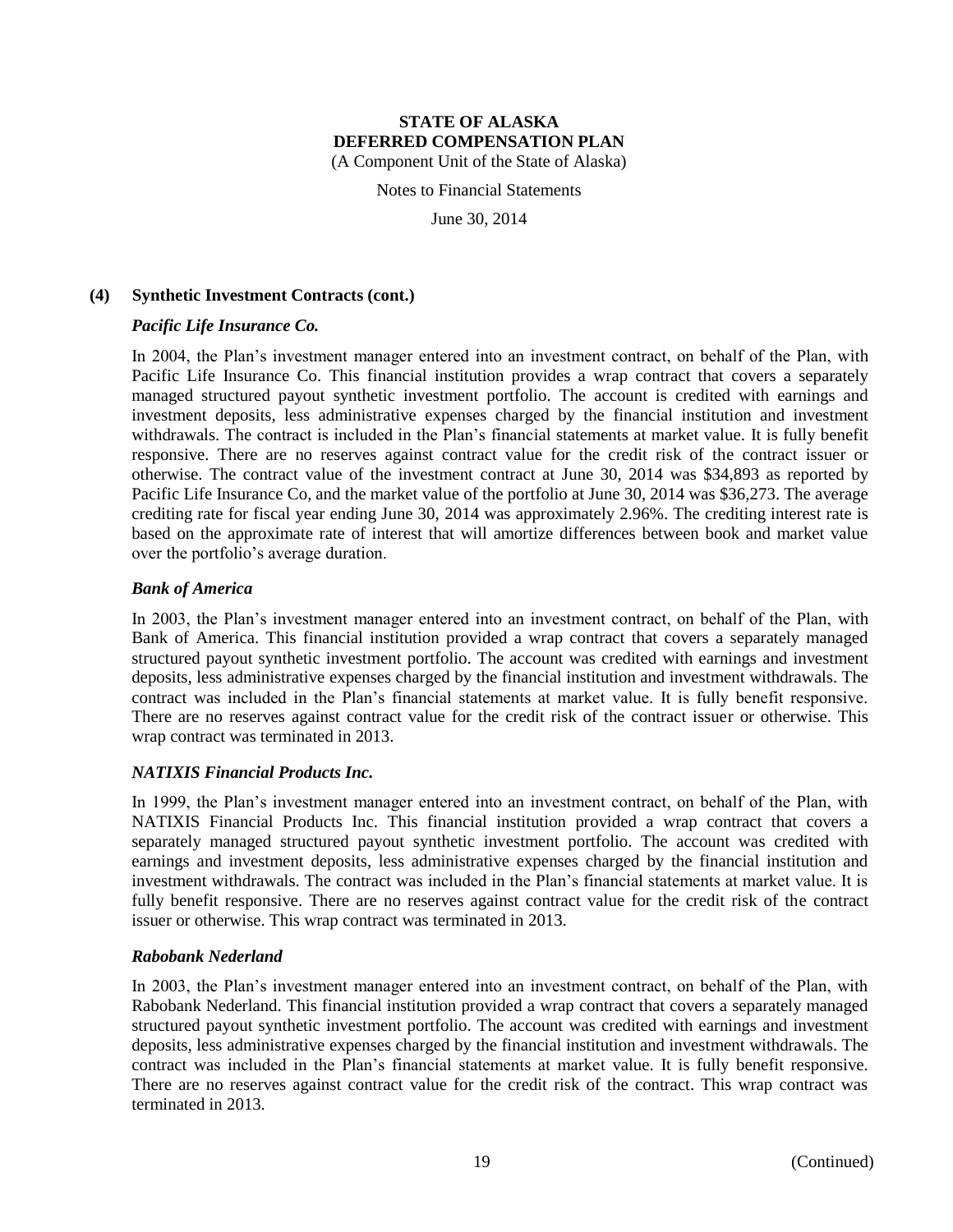### (4) Synthetic Investment Contracts (cont.)

#### *Pacific Life Insurance Co.*

In 2004, the Plan's investment manager entered into an investment contract, on behalf of the Plan, with Pacific Life Insurance Co. This financial institution provides a wrap contract that covers a separately managed structured payout synthetic investment portfolio. The account is credited with earnings and investment deposits, less administrative expenses charged by the financial institution and investment withdrawals. The contract is included in the Plan's financial statements at market value. It is fully benefit responsive. There are no reserves against contract value for the credit risk of the contract issuer or otherwise. The contract value of the investment contract at June 30, 2014 was $34,893 as reported by Pacific Life Insurance Co, and the market value of the portfolio at June 30, 2014 was $36,273. The average crediting rate for fiscal year ending June 30, 2014 was approximately 2.96%. The crediting interest rate is based on the approximate rate of interest that will amortize differences between book and market value over the portfolio's average duration.

#### *Bank of America*

In 2003, the Plan's investment manager entered into an investment contract, on behalf of the Plan, with Bank of America. This financial institution provided a wrap contract that covers a separately managed structured payout synthetic investment portfolio. The account was credited with earnings and investment deposits, less administrative expenses charged by the financial institution and investment withdrawals. The contract was included in the Plan's financial statements at market value. It is fully benefit responsive. There are no reserves against contract value for the credit risk of the contract issuer or otherwise. This wrap contract was terminated in 2013.

#### *NATIXIS Financial Products Inc.*

In 1999, the Plan's investment manager entered into an investment contract, on behalf of the Plan, with NATIXIS Financial Products Inc. This financial institution provided a wrap contract that covers a separately managed structured payout synthetic investment portfolio. The account was credited with earnings and investment deposits, less administrative expenses charged by the financial institution and investment withdrawals. The contract was included in the Plan's financial statements at market value. It is fully benefit responsive. There are no reserves against contract value for the credit risk of the contract issuer or otherwise. This wrap contract was terminated in 2013.

#### *Rabobank Nederland*

In 2003, the Plan's investment manager entered into an investment contract, on behalf of the Plan, with Rabobank Nederland. This financial institution provided a wrap contract that covers a separately managed structured payout synthetic investment portfolio. The account was credited with earnings and investment deposits, less administrative expenses charged by the financial institution and investment withdrawals. The contract was included in the Plan's financial statements at market value. It is fully benefit responsive. There are no reserves against contract value for the credit risk of the contract. This wrap contract was terminated in 2013.

(Continued)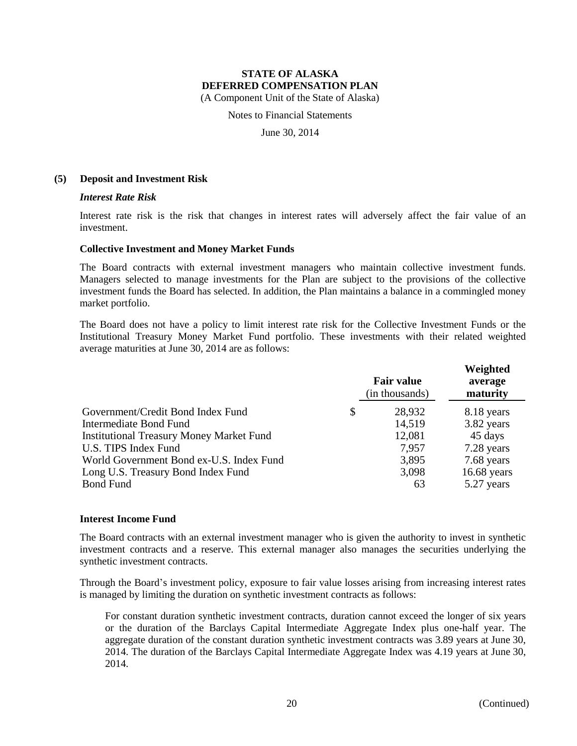# STATE OF ALASKA
# DEFERRED COMPENSATION PLAN

(A Component Unit of the State of Alaska)

Notes to Financial Statements

June 30, 2014

## (5) Deposit and Investment Risk

### *Interest Rate Risk*

Interest rate risk is the risk that changes in interest rates will adversely affect the fair value of an investment.

#### Collective Investment and Money Market Funds

The Board contracts with external investment managers who maintain collective investment funds. Managers selected to manage investments for the Plan are subject to the provisions of the collective investment funds the Board has selected. In addition, the Plan maintains a balance in a commingled money market portfolio.

The Board does not have a policy to limit interest rate risk for the Collective Investment Funds or the Institutional Treasury Money Market Fund portfolio. These investments with their related weighted average maturities at June 30, 2014 are as follows:

| | Fair value (in thousands) | Weighted average maturity |
|---|---|---|
| Government/Credit Bond Index Fund | $ 28,932 | 8.18 years |
| Intermediate Bond Fund | 14,519 | 3.82 years |
| Institutional Treasury Money Market Fund | 12,081 | 45 days |
| U.S. TIPS Index Fund | 7,957 | 7.28 years |
| World Government Bond ex-U.S. Index Fund | 3,895 | 7.68 years |
| Long U.S. Treasury Bond Index Fund | 3,098 | 16.68 years |
| Bond Fund | 63 | 5.27 years |

#### Interest Income Fund

The Board contracts with an external investment manager who is given the authority to invest in synthetic investment contracts and a reserve. This external manager also manages the securities underlying the synthetic investment contracts.

Through the Board's investment policy, exposure to fair value losses arising from increasing interest rates is managed by limiting the duration on synthetic investment contracts as follows:

For constant duration synthetic investment contracts, duration cannot exceed the longer of six years or the duration of the Barclays Capital Intermediate Aggregate Index plus one-half year. The aggregate duration of the constant duration synthetic investment contracts was 3.89 years at June 30, 2014. The duration of the Barclays Capital Intermediate Aggregate Index was 4.19 years at June 30, 2014.

(Continued)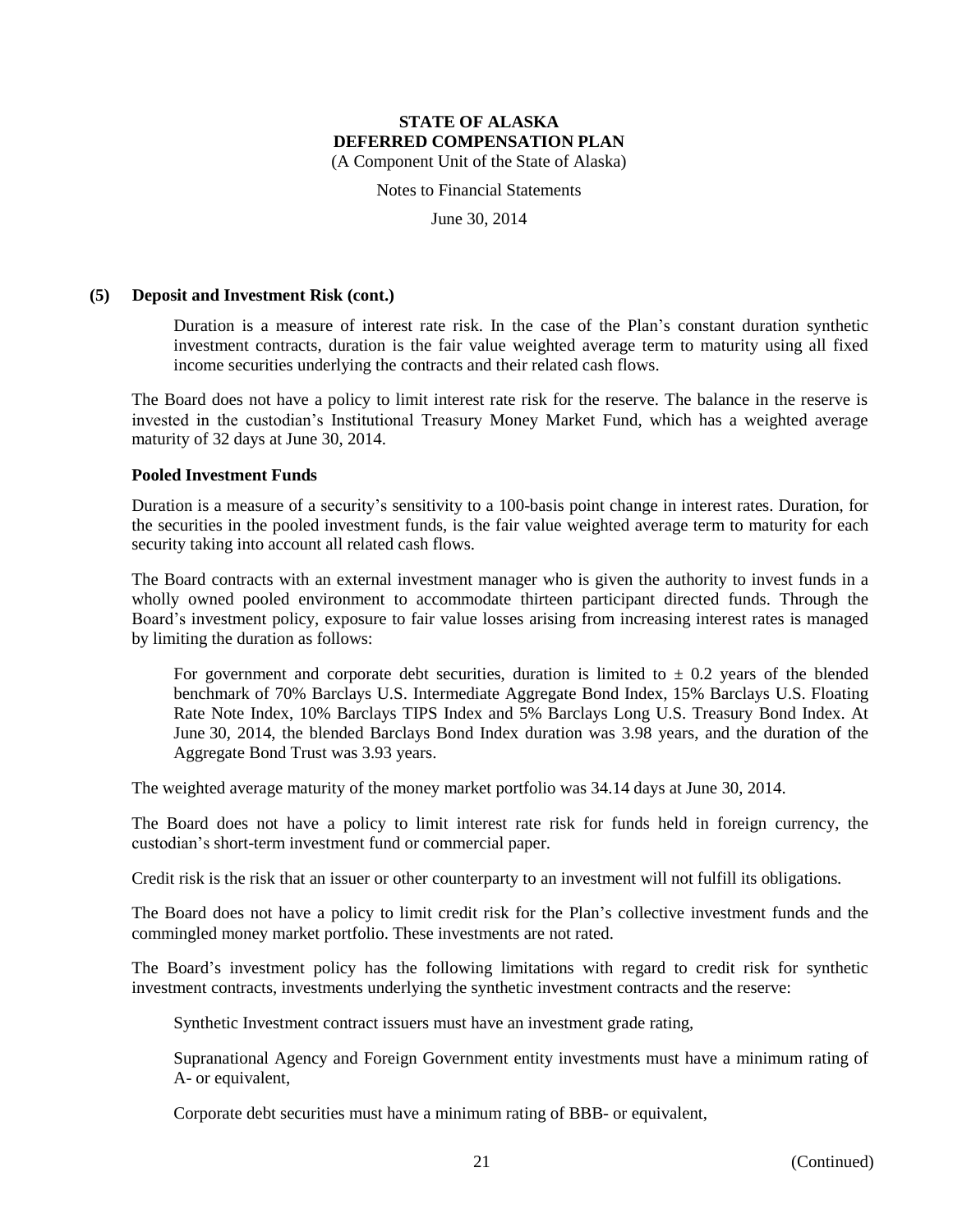#### (5) Deposit and Investment Risk (cont.)

Duration is a measure of interest rate risk. In the case of the Plan's constant duration synthetic investment contracts, duration is the fair value weighted average term to maturity using all fixed income securities underlying the contracts and their related cash flows.

The Board does not have a policy to limit interest rate risk for the reserve. The balance in the reserve is invested in the custodian's Institutional Treasury Money Market Fund, which has a weighted average maturity of 32 days at June 30, 2014.

**Pooled Investment Funds**

Duration is a measure of a security's sensitivity to a 100-basis point change in interest rates. Duration, for the securities in the pooled investment funds, is the fair value weighted average term to maturity for each security taking into account all related cash flows.

The Board contracts with an external investment manager who is given the authority to invest funds in a wholly owned pooled environment to accommodate thirteen participant directed funds. Through the Board's investment policy, exposure to fair value losses arising from increasing interest rates is managed by limiting the duration as follows:

For government and corporate debt securities, duration is limited to $\pm$ 0.2 years of the blended benchmark of 70% Barclays U.S. Intermediate Aggregate Bond Index, 15% Barclays U.S. Floating Rate Note Index, 10% Barclays TIPS Index and 5% Barclays Long U.S. Treasury Bond Index. At June 30, 2014, the blended Barclays Bond Index duration was 3.98 years, and the duration of the Aggregate Bond Trust was 3.93 years.

The weighted average maturity of the money market portfolio was 34.14 days at June 30, 2014.

The Board does not have a policy to limit interest rate risk for funds held in foreign currency, the custodian's short-term investment fund or commercial paper.

Credit risk is the risk that an issuer or other counterparty to an investment will not fulfill its obligations.

The Board does not have a policy to limit credit risk for the Plan's collective investment funds and the commingled money market portfolio. These investments are not rated.

The Board's investment policy has the following limitations with regard to credit risk for synthetic investment contracts, investments underlying the synthetic investment contracts and the reserve:

Synthetic Investment contract issuers must have an investment grade rating,

Supranational Agency and Foreign Government entity investments must have a minimum rating of A- or equivalent,

Corporate debt securities must have a minimum rating of BBB- or equivalent,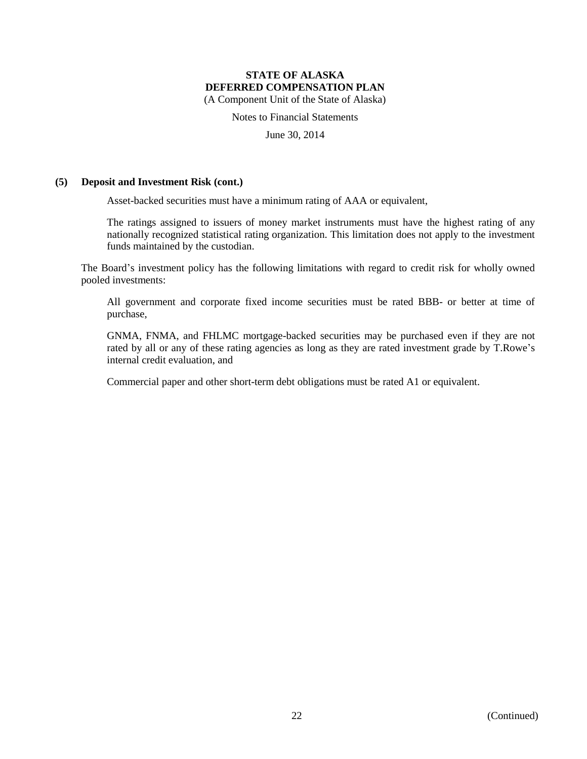### (5) Deposit and Investment Risk (cont.)

Asset-backed securities must have a minimum rating of AAA or equivalent,

The ratings assigned to issuers of money market instruments must have the highest rating of any nationally recognized statistical rating organization. This limitation does not apply to the investment funds maintained by the custodian.

The Board's investment policy has the following limitations with regard to credit risk for wholly owned pooled investments:

All government and corporate fixed income securities must be rated BBB- or better at time of purchase,

GNMA, FNMA, and FHLMC mortgage-backed securities may be purchased even if they are not rated by all or any of these rating agencies as long as they are rated investment grade by T.Rowe's internal credit evaluation, and

Commercial paper and other short-term debt obligations must be rated A1 or equivalent.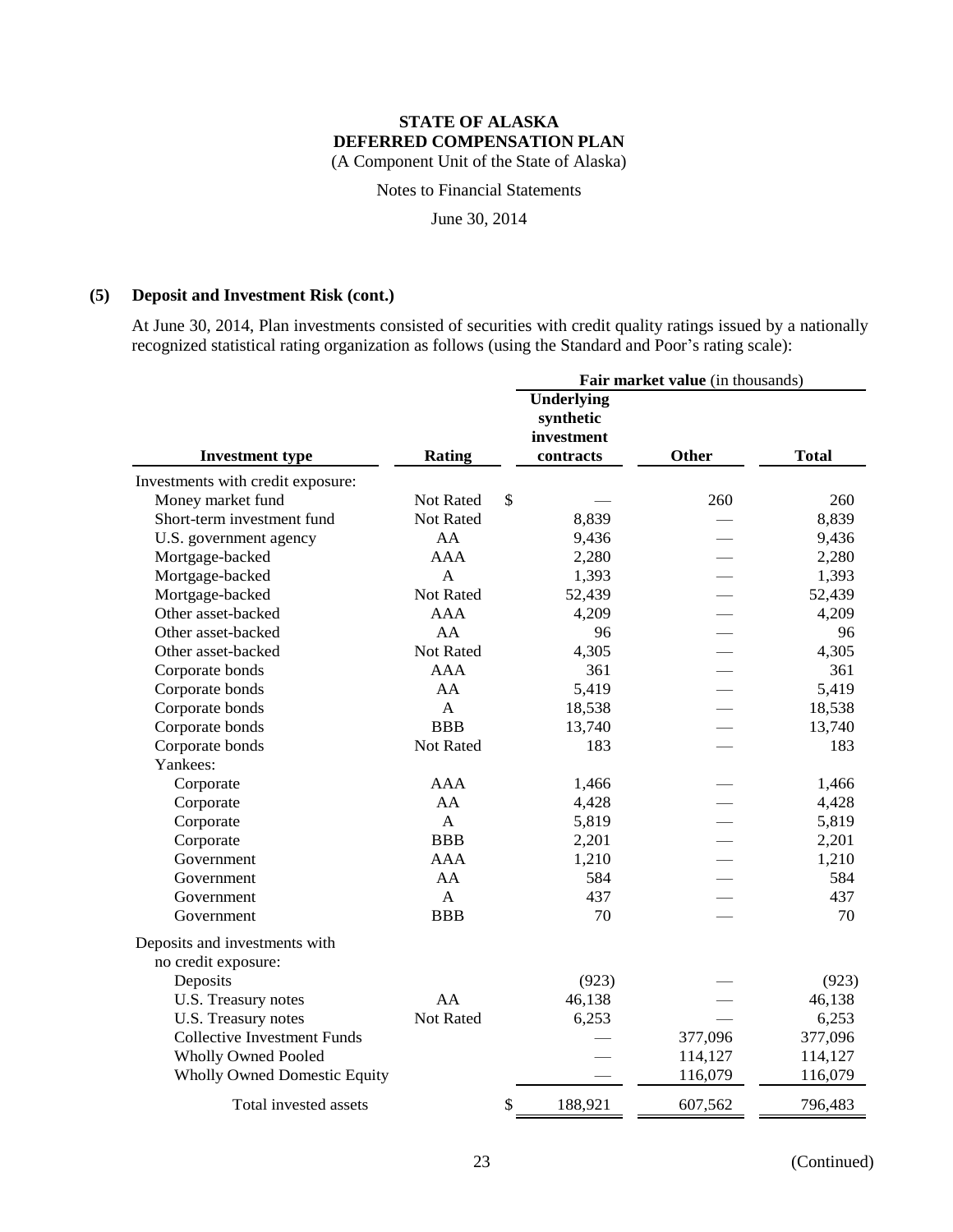**STATE OF ALASKA**
**DEFERRED COMPENSATION PLAN**
(A Component Unit of the State of Alaska)

Notes to Financial Statements

June 30, 2014

## (5) Deposit and Investment Risk (cont.)

At June 30, 2014, Plan investments consisted of securities with credit quality ratings issued by a nationally recognized statistical rating organization as follows (using the Standard and Poor's rating scale):

| | | **Fair market value** (in thousands) | | |
|---|---|---|---|---|
| **Investment type** | **Rating** | **Underlying synthetic investment contracts** | **Other** | **Total** |
| Investments with credit exposure: | | | | |
| Money market fund | Not Rated | $ — | 260 | 260 |
| Short-term investment fund | Not Rated | 8,839 | — | 8,839 |
| U.S. government agency | AA | 9,436 | — | 9,436 |
| Mortgage-backed | AAA | 2,280 | — | 2,280 |
| Mortgage-backed | A | 1,393 | — | 1,393 |
| Mortgage-backed | Not Rated | 52,439 | — | 52,439 |
| Other asset-backed | AAA | 4,209 | — | 4,209 |
| Other asset-backed | AA | 96 | — | 96 |
| Other asset-backed | Not Rated | 4,305 | — | 4,305 |
| Corporate bonds | AAA | 361 | — | 361 |
| Corporate bonds | AA | 5,419 | — | 5,419 |
| Corporate bonds | A | 18,538 | — | 18,538 |
| Corporate bonds | BBB | 13,740 | — | 13,740 |
| Corporate bonds | Not Rated | 183 | — | 183 |
| Yankees: | | | | |
| Corporate | AAA | 1,466 | — | 1,466 |
| Corporate | AA | 4,428 | — | 4,428 |
| Corporate | A | 5,819 | — | 5,819 |
| Corporate | BBB | 2,201 | — | 2,201 |
| Government | AAA | 1,210 | — | 1,210 |
| Government | AA | 584 | — | 584 |
| Government | A | 437 | — | 437 |
| Government | BBB | 70 | — | 70 |
| Deposits and investments with no credit exposure: | | | | |
| Deposits | | (923) | — | (923) |
| U.S. Treasury notes | AA | 46,138 | — | 46,138 |
| U.S. Treasury notes | Not Rated | 6,253 | — | 6,253 |
| Collective Investment Funds | | — | 377,096 | 377,096 |
| Wholly Owned Pooled | | — | 114,127 | 114,127 |
| Wholly Owned Domestic Equity | | — | 116,079 | 116,079 |
| Total invested assets | | $ 188,921 | 607,562 | 796,483 |

(Continued)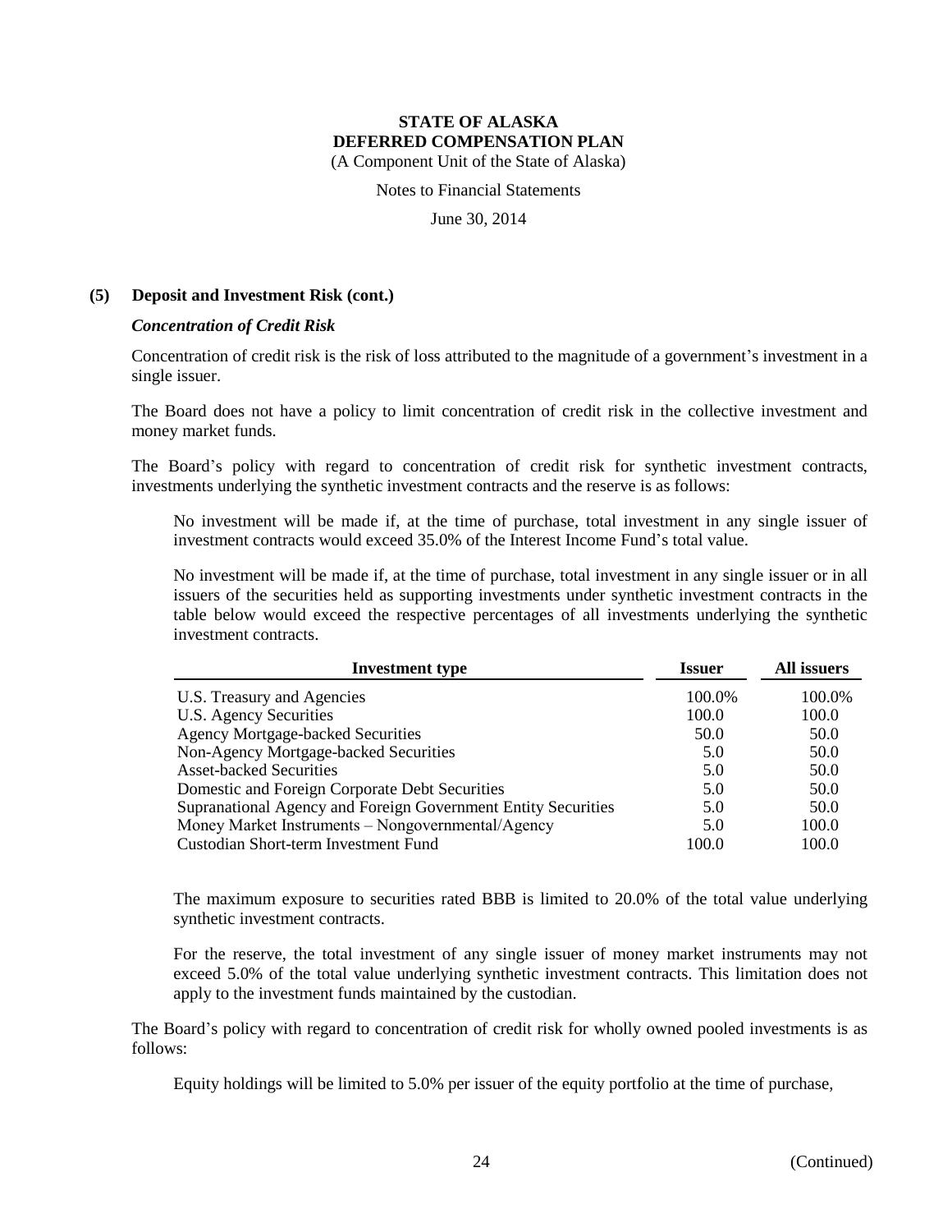# STATE OF ALASKA DEFERRED COMPENSATION PLAN

(A Component Unit of the State of Alaska)

Notes to Financial Statements

June 30, 2014

## (5) Deposit and Investment Risk (cont.)

### *Concentration of Credit Risk*

Concentration of credit risk is the risk of loss attributed to the magnitude of a government's investment in a single issuer.

The Board does not have a policy to limit concentration of credit risk in the collective investment and money market funds.

The Board's policy with regard to concentration of credit risk for synthetic investment contracts, investments underlying the synthetic investment contracts and the reserve is as follows:

No investment will be made if, at the time of purchase, total investment in any single issuer of investment contracts would exceed 35.0% of the Interest Income Fund's total value.

No investment will be made if, at the time of purchase, total investment in any single issuer or in all issuers of the securities held as supporting investments under synthetic investment contracts in the table below would exceed the respective percentages of all investments underlying the synthetic investment contracts.

| Investment type | Issuer | All issuers |
|---|---|---|
| U.S. Treasury and Agencies | 100.0% | 100.0% |
| U.S. Agency Securities | 100.0 | 100.0 |
| Agency Mortgage-backed Securities | 50.0 | 50.0 |
| Non-Agency Mortgage-backed Securities | 5.0 | 50.0 |
| Asset-backed Securities | 5.0 | 50.0 |
| Domestic and Foreign Corporate Debt Securities | 5.0 | 50.0 |
| Supranational Agency and Foreign Government Entity Securities | 5.0 | 50.0 |
| Money Market Instruments – Nongovernmental/Agency | 5.0 | 100.0 |
| Custodian Short-term Investment Fund | 100.0 | 100.0 |

The maximum exposure to securities rated BBB is limited to 20.0% of the total value underlying synthetic investment contracts.

For the reserve, the total investment of any single issuer of money market instruments may not exceed 5.0% of the total value underlying synthetic investment contracts. This limitation does not apply to the investment funds maintained by the custodian.

The Board's policy with regard to concentration of credit risk for wholly owned pooled investments is as follows:

Equity holdings will be limited to 5.0% per issuer of the equity portfolio at the time of purchase,

(Continued)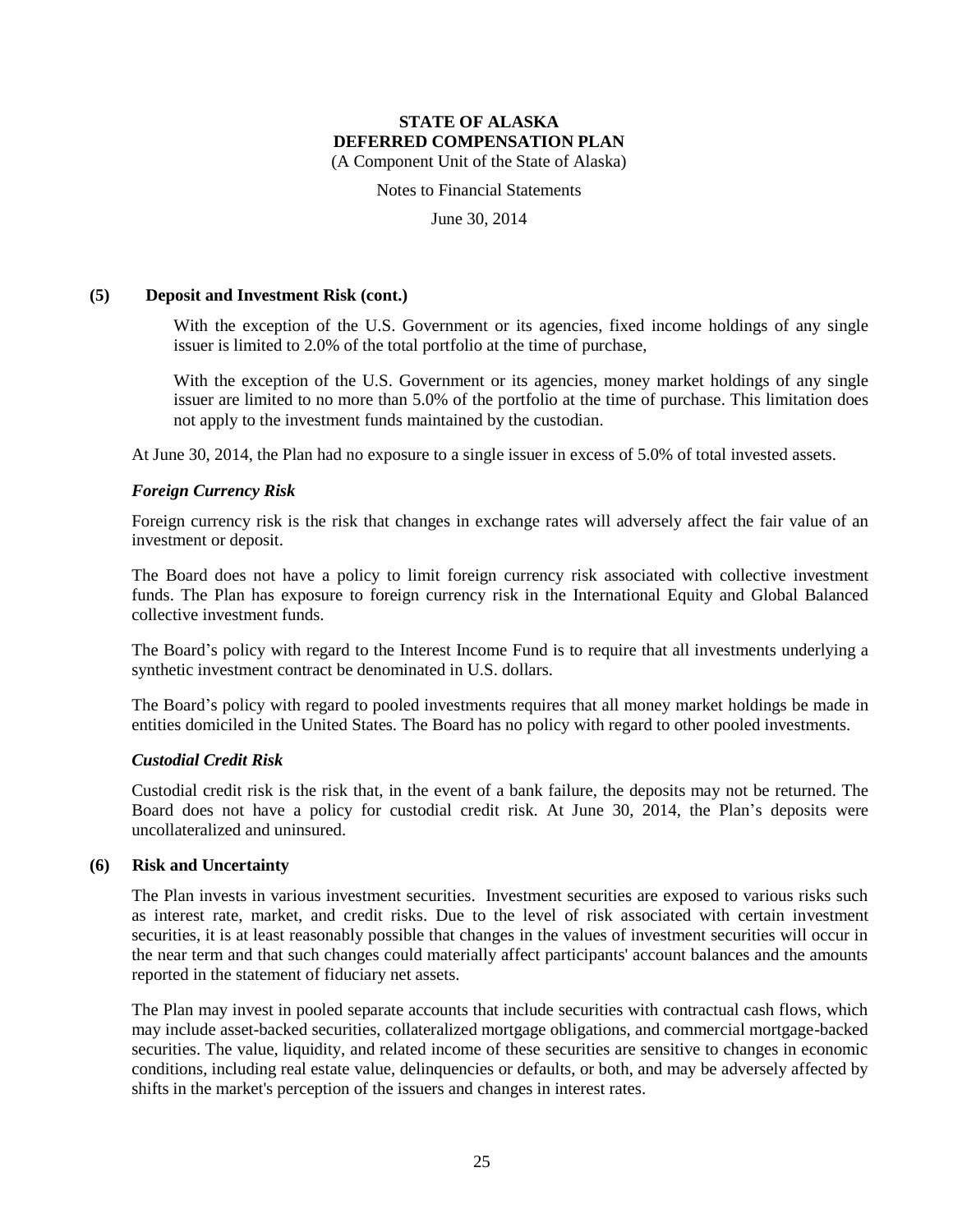## (5) Deposit and Investment Risk (cont.)

With the exception of the U.S. Government or its agencies, fixed income holdings of any single issuer is limited to 2.0% of the total portfolio at the time of purchase,

With the exception of the U.S. Government or its agencies, money market holdings of any single issuer are limited to no more than 5.0% of the portfolio at the time of purchase. This limitation does not apply to the investment funds maintained by the custodian.

At June 30, 2014, the Plan had no exposure to a single issuer in excess of 5.0% of total invested assets.

### *Foreign Currency Risk*

Foreign currency risk is the risk that changes in exchange rates will adversely affect the fair value of an investment or deposit.

The Board does not have a policy to limit foreign currency risk associated with collective investment funds. The Plan has exposure to foreign currency risk in the International Equity and Global Balanced collective investment funds.

The Board's policy with regard to the Interest Income Fund is to require that all investments underlying a synthetic investment contract be denominated in U.S. dollars.

The Board's policy with regard to pooled investments requires that all money market holdings be made in entities domiciled in the United States. The Board has no policy with regard to other pooled investments.

### *Custodial Credit Risk*

Custodial credit risk is the risk that, in the event of a bank failure, the deposits may not be returned. The Board does not have a policy for custodial credit risk. At June 30, 2014, the Plan's deposits were uncollateralized and uninsured.

## (6) Risk and Uncertainty

The Plan invests in various investment securities. Investment securities are exposed to various risks such as interest rate, market, and credit risks. Due to the level of risk associated with certain investment securities, it is at least reasonably possible that changes in the values of investment securities will occur in the near term and that such changes could materially affect participants' account balances and the amounts reported in the statement of fiduciary net assets.

The Plan may invest in pooled separate accounts that include securities with contractual cash flows, which may include asset-backed securities, collateralized mortgage obligations, and commercial mortgage-backed securities. The value, liquidity, and related income of these securities are sensitive to changes in economic conditions, including real estate value, delinquencies or defaults, or both, and may be adversely affected by shifts in the market's perception of the issuers and changes in interest rates.